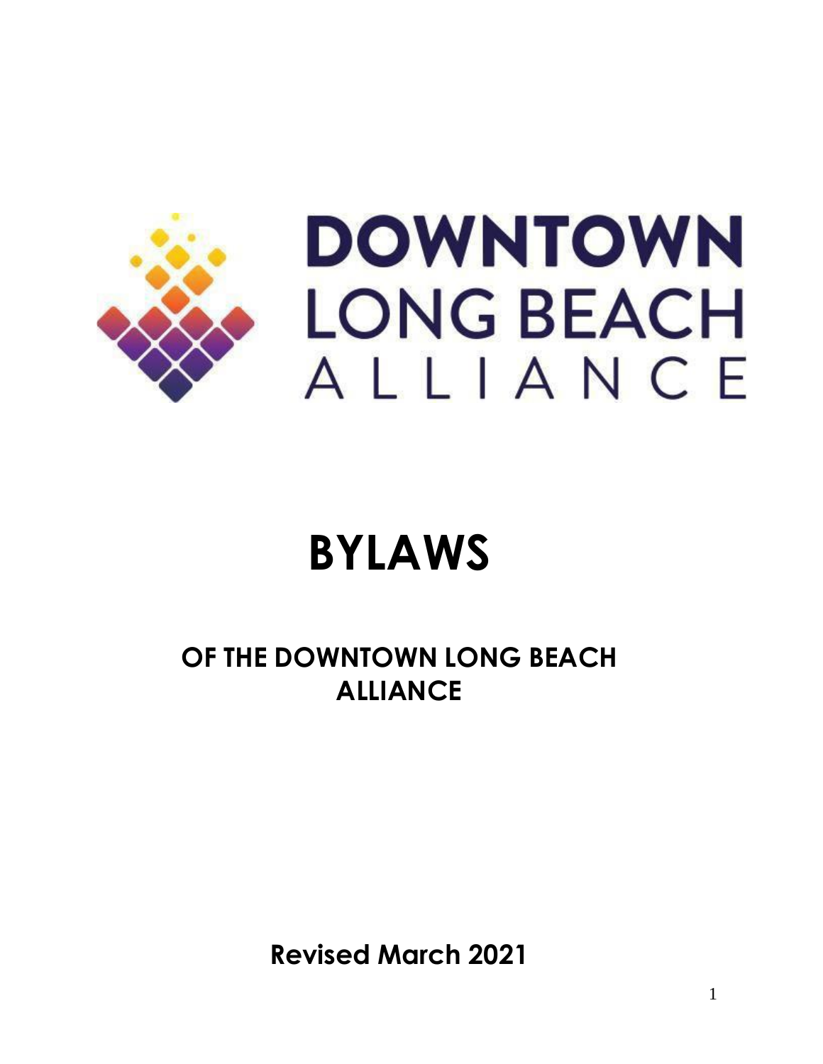# DOWNTOWN LONG BEACH ALLIANCE

# BYLAWS

## OF THE DOWNTOWN LONG BEACH ALLIANCE

**Revised March 2021**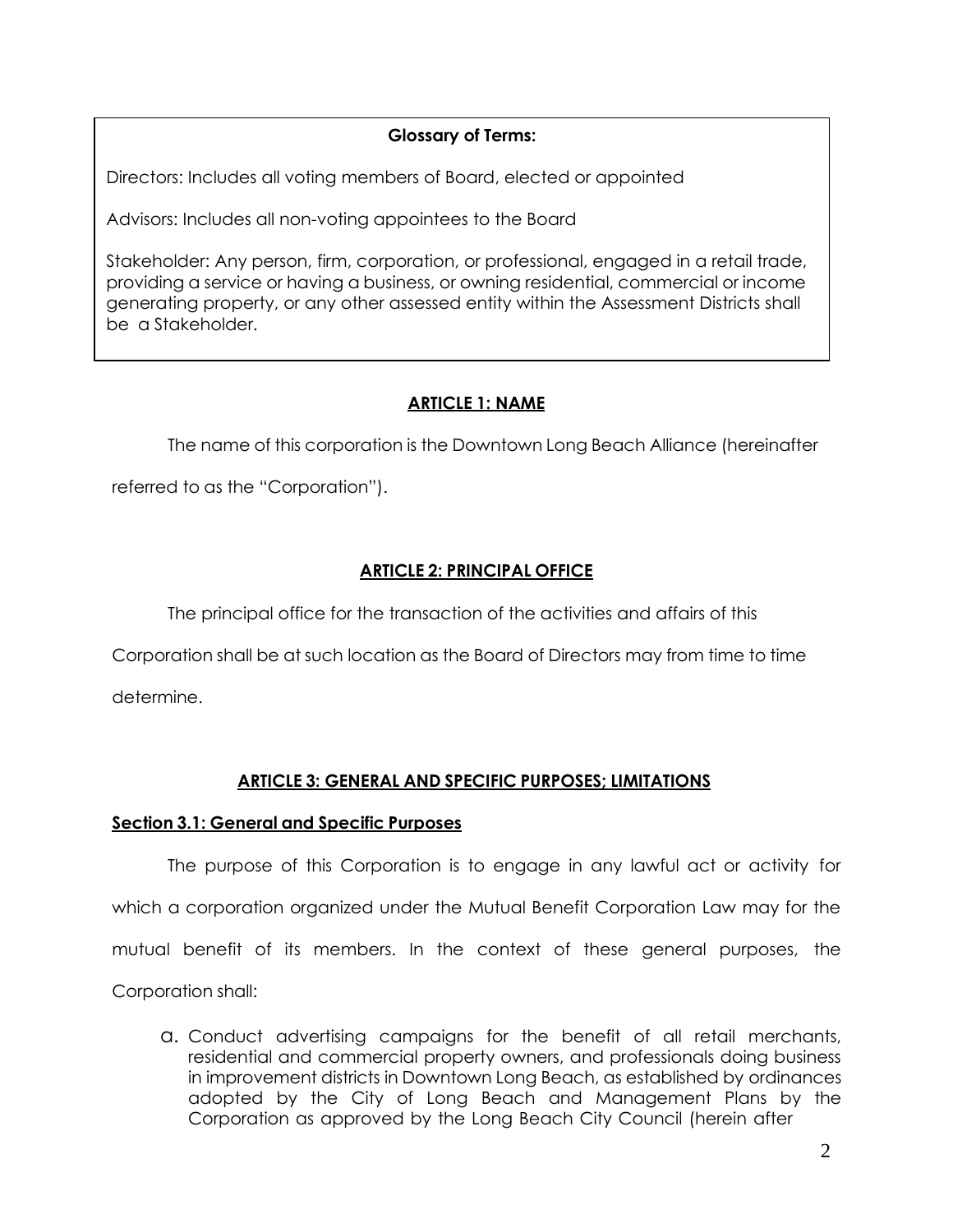**Glossary of Terms:**

Directors: Includes all voting members of Board, elected or appointed

Advisors: Includes all non-voting appointees to the Board

Stakeholder: Any person, firm, corporation, or professional, engaged in a retail trade, providing a service or having a business, or owning residential, commercial or income generating property, or any other assessed entity within the Assessment Districts shall be a Stakeholder.

## ARTICLE 1: NAME

The name of this corporation is the Downtown Long Beach Alliance (hereinafter referred to as the "Corporation").

## ARTICLE 2: PRINCIPAL OFFICE

The principal office for the transaction of the activities and affairs of this Corporation shall be at such location as the Board of Directors may from time to time determine.

## ARTICLE 3: GENERAL AND SPECIFIC PURPOSES; LIMITATIONS

### Section 3.1: General and Specific Purposes

The purpose of this Corporation is to engage in any lawful act or activity for which a corporation organized under the Mutual Benefit Corporation Law may for the mutual benefit of its members. In the context of these general purposes, the Corporation shall:

a. Conduct advertising campaigns for the benefit of all retail merchants, residential and commercial property owners, and professionals doing business in improvement districts in Downtown Long Beach, as established by ordinances adopted by the City of Long Beach and Management Plans by the Corporation as approved by the Long Beach City Council (herein after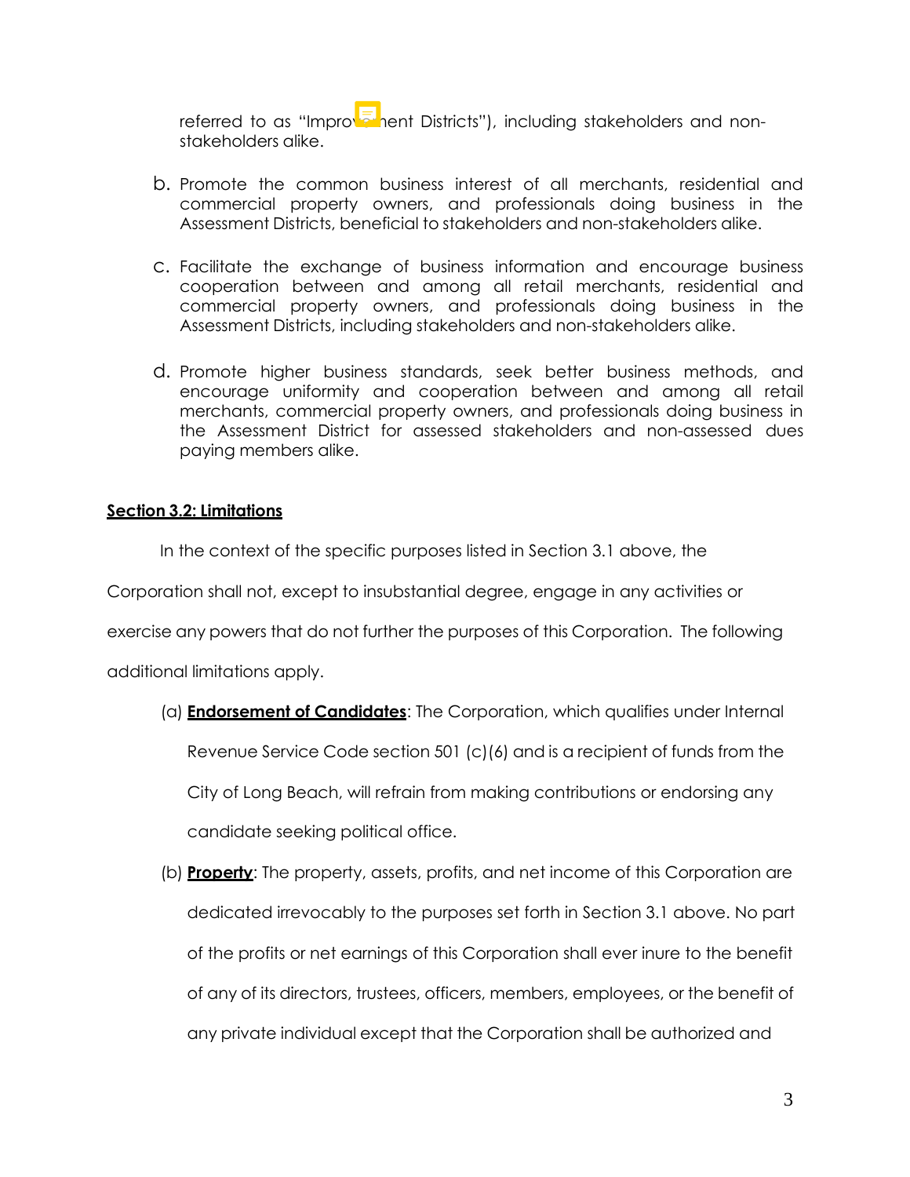referred to as "Improvement Districts"), including stakeholders and non-stakeholders alike.

b. Promote the common business interest of all merchants, residential and commercial property owners, and professionals doing business in the Assessment Districts, beneficial to stakeholders and non-stakeholders alike.

c. Facilitate the exchange of business information and encourage business cooperation between and among all retail merchants, residential and commercial property owners, and professionals doing business in the Assessment Districts, including stakeholders and non-stakeholders alike.

d. Promote higher business standards, seek better business methods, and encourage uniformity and cooperation between and among all retail merchants, commercial property owners, and professionals doing business in the Assessment District for assessed stakeholders and non-assessed dues paying members alike.

**Section 3.2: Limitations**

In the context of the specific purposes listed in Section 3.1 above, the Corporation shall not, except to insubstantial degree, engage in any activities or exercise any powers that do not further the purposes of this Corporation. The following additional limitations apply.

(a) **Endorsement of Candidates**: The Corporation, which qualifies under Internal Revenue Service Code section 501 (c)(6) and is a recipient of funds from the City of Long Beach, will refrain from making contributions or endorsing any candidate seeking political office.

(b) **Property**: The property, assets, profits, and net income of this Corporation are dedicated irrevocably to the purposes set forth in Section 3.1 above. No part of the profits or net earnings of this Corporation shall ever inure to the benefit of any of its directors, trustees, officers, members, employees, or the benefit of any private individual except that the Corporation shall be authorized and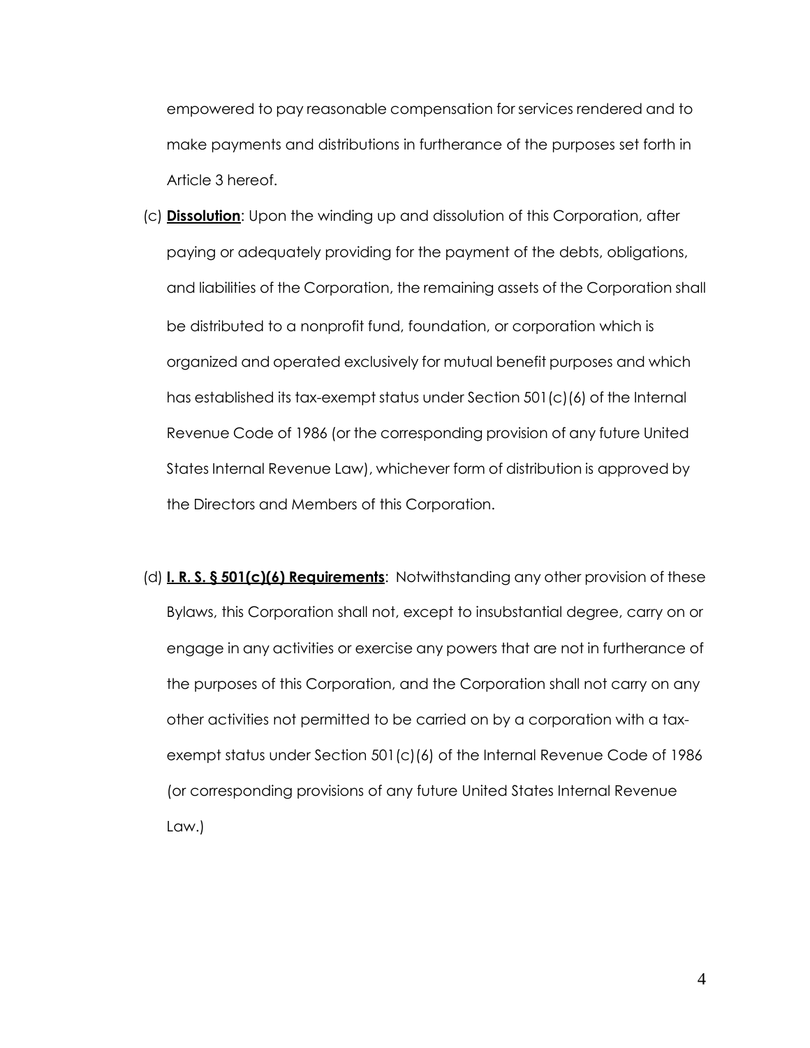empowered to pay reasonable compensation for services rendered and to make payments and distributions in furtherance of the purposes set forth in Article 3 hereof.

(c) **Dissolution**: Upon the winding up and dissolution of this Corporation, after paying or adequately providing for the payment of the debts, obligations, and liabilities of the Corporation, the remaining assets of the Corporation shall be distributed to a nonprofit fund, foundation, or corporation which is organized and operated exclusively for mutual benefit purposes and which has established its tax-exempt status under Section 501(c)(6) of the Internal Revenue Code of 1986 (or the corresponding provision of any future United States Internal Revenue Law), whichever form of distribution is approved by the Directors and Members of this Corporation.

(d) **I. R. S. § 501(c)(6) Requirements**: Notwithstanding any other provision of these Bylaws, this Corporation shall not, except to insubstantial degree, carry on or engage in any activities or exercise any powers that are not in furtherance of the purposes of this Corporation, and the Corporation shall not carry on any other activities not permitted to be carried on by a corporation with a tax-exempt status under Section 501(c)(6) of the Internal Revenue Code of 1986 (or corresponding provisions of any future United States Internal Revenue Law.)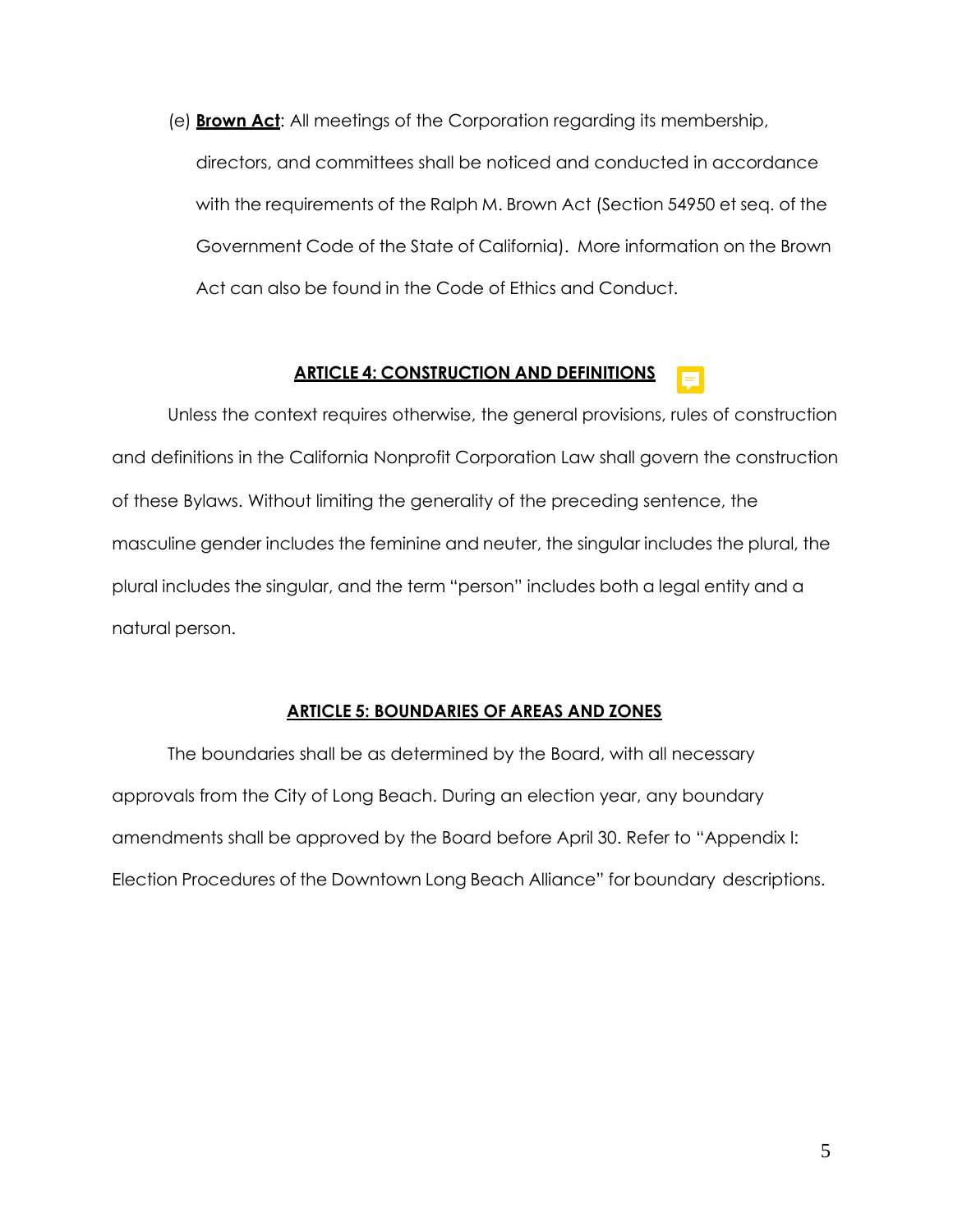(e) **<u>Brown Act</u>**: All meetings of the Corporation regarding its membership, directors, and committees shall be noticed and conducted in accordance with the requirements of the Ralph M. Brown Act (Section 54950 et seq. of the Government Code of the State of California). More information on the Brown Act can also be found in the Code of Ethics and Conduct.

## ARTICLE 4: CONSTRUCTION AND DEFINITIONS

Unless the context requires otherwise, the general provisions, rules of construction and definitions in the California Nonprofit Corporation Law shall govern the construction of these Bylaws. Without limiting the generality of the preceding sentence, the masculine gender includes the feminine and neuter, the singular includes the plural, the plural includes the singular, and the term "person" includes both a legal entity and a natural person.

## ARTICLE 5: BOUNDARIES OF AREAS AND ZONES

The boundaries shall be as determined by the Board, with all necessary approvals from the City of Long Beach. During an election year, any boundary amendments shall be approved by the Board before April 30. Refer to "Appendix I: Election Procedures of the Downtown Long Beach Alliance" for boundary descriptions.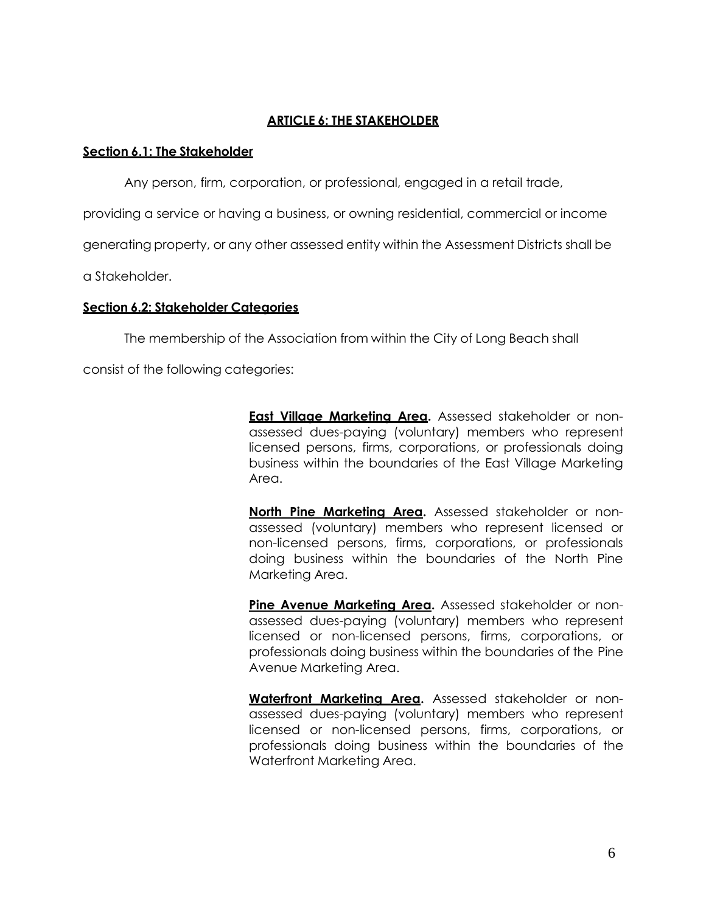## ARTICLE 6: THE STAKEHOLDER

### Section 6.1: The Stakeholder

Any person, firm, corporation, or professional, engaged in a retail trade, providing a service or having a business, or owning residential, commercial or income generating property, or any other assessed entity within the Assessment Districts shall be a Stakeholder.

### Section 6.2: Stakeholder Categories

The membership of the Association from within the City of Long Beach shall consist of the following categories:

**East Village Marketing Area.** Assessed stakeholder or non-assessed dues-paying (voluntary) members who represent licensed persons, firms, corporations, or professionals doing business within the boundaries of the East Village Marketing Area.

**North Pine Marketing Area.** Assessed stakeholder or non-assessed (voluntary) members who represent licensed or non-licensed persons, firms, corporations, or professionals doing business within the boundaries of the North Pine Marketing Area.

**Pine Avenue Marketing Area.** Assessed stakeholder or non-assessed dues-paying (voluntary) members who represent licensed or non-licensed persons, firms, corporations, or professionals doing business within the boundaries of the Pine Avenue Marketing Area.

**Waterfront Marketing Area.** Assessed stakeholder or non-assessed dues-paying (voluntary) members who represent licensed or non-licensed persons, firms, corporations, or professionals doing business within the boundaries of the Waterfront Marketing Area.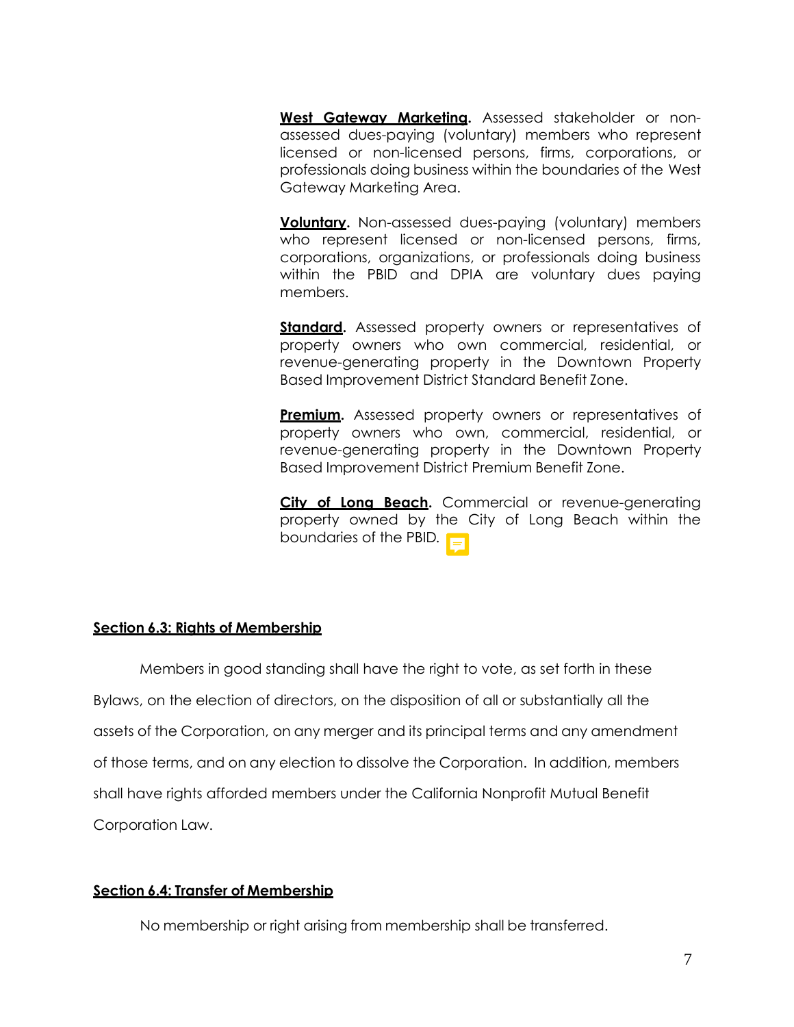**West Gateway Marketing.** Assessed stakeholder or non-assessed dues-paying (voluntary) members who represent licensed or non-licensed persons, firms, corporations, or professionals doing business within the boundaries of the West Gateway Marketing Area.

**Voluntary.** Non-assessed dues-paying (voluntary) members who represent licensed or non-licensed persons, firms, corporations, organizations, or professionals doing business within the PBID and DPIA are voluntary dues paying members.

**Standard.** Assessed property owners or representatives of property owners who own commercial, residential, or revenue-generating property in the Downtown Property Based Improvement District Standard Benefit Zone.

**Premium.** Assessed property owners or representatives of property owners who own, commercial, residential, or revenue-generating property in the Downtown Property Based Improvement District Premium Benefit Zone.

**City of Long Beach.** Commercial or revenue-generating property owned by the City of Long Beach within the boundaries of the PBID.

## Section 6.3: Rights of Membership

Members in good standing shall have the right to vote, as set forth in these Bylaws, on the election of directors, on the disposition of all or substantially all the assets of the Corporation, on any merger and its principal terms and any amendment of those terms, and on any election to dissolve the Corporation. In addition, members shall have rights afforded members under the California Nonprofit Mutual Benefit Corporation Law.

## Section 6.4: Transfer of Membership

No membership or right arising from membership shall be transferred.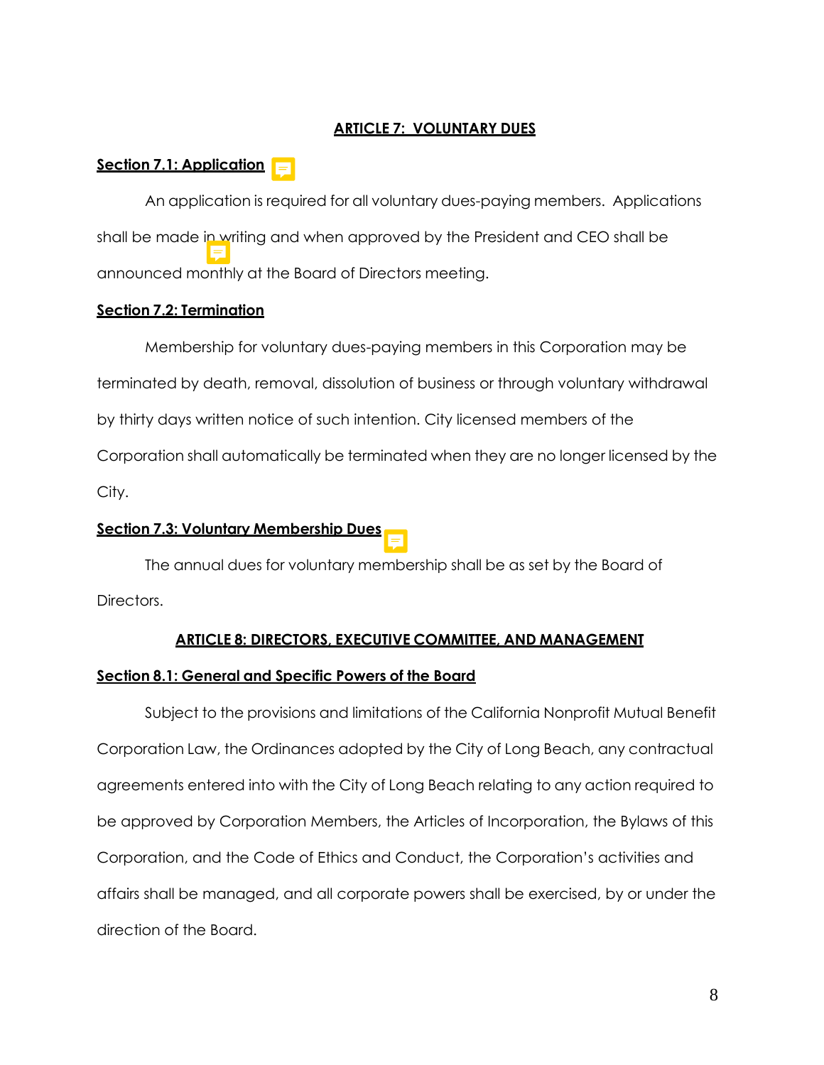## ARTICLE 7: VOLUNTARY DUES

### Section 7.1: Application

An application is required for all voluntary dues-paying members. Applications shall be made in writing and when approved by the President and CEO shall be announced monthly at the Board of Directors meeting.

### Section 7.2: Termination

Membership for voluntary dues-paying members in this Corporation may be terminated by death, removal, dissolution of business or through voluntary withdrawal by thirty days written notice of such intention. City licensed members of the Corporation shall automatically be terminated when they are no longer licensed by the City.

### Section 7.3: Voluntary Membership Dues

The annual dues for voluntary membership shall be as set by the Board of Directors.

## ARTICLE 8: DIRECTORS, EXECUTIVE COMMITTEE, AND MANAGEMENT

### Section 8.1: General and Specific Powers of the Board

Subject to the provisions and limitations of the California Nonprofit Mutual Benefit Corporation Law, the Ordinances adopted by the City of Long Beach, any contractual agreements entered into with the City of Long Beach relating to any action required to be approved by Corporation Members, the Articles of Incorporation, the Bylaws of this Corporation, and the Code of Ethics and Conduct, the Corporation's activities and affairs shall be managed, and all corporate powers shall be exercised, by or under the direction of the Board.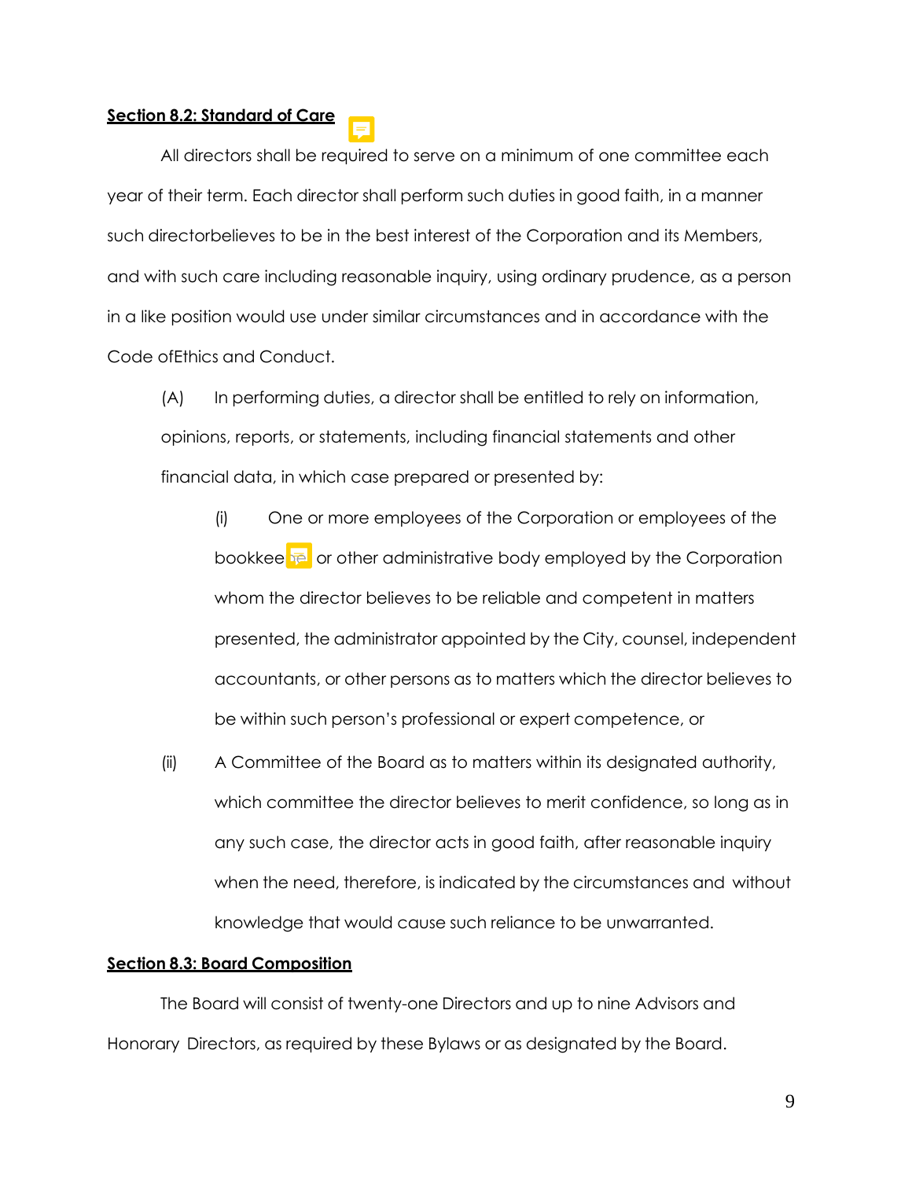**Section 8.2: Standard of Care**

All directors shall be required to serve on a minimum of one committee each year of their term. Each director shall perform such duties in good faith, in a manner such directorbelieves to be in the best interest of the Corporation and its Members, and with such care including reasonable inquiry, using ordinary prudence, as a person in a like position would use under similar circumstances and in accordance with the Code ofEthics and Conduct.

(A) In performing duties, a director shall be entitled to rely on information, opinions, reports, or statements, including financial statements and other financial data, in which case prepared or presented by:

(i) One or more employees of the Corporation or employees of the bookkeeper or other administrative body employed by the Corporation whom the director believes to be reliable and competent in matters presented, the administrator appointed by the City, counsel, independent accountants, or other persons as to matters which the director believes to be within such person's professional or expert competence, or

(ii) A Committee of the Board as to matters within its designated authority, which committee the director believes to merit confidence, so long as in any such case, the director acts in good faith, after reasonable inquiry when the need, therefore, is indicated by the circumstances and without knowledge that would cause such reliance to be unwarranted.

**Section 8.3: Board Composition**

The Board will consist of twenty-one Directors and up to nine Advisors and Honorary Directors, as required by these Bylaws or as designated by the Board.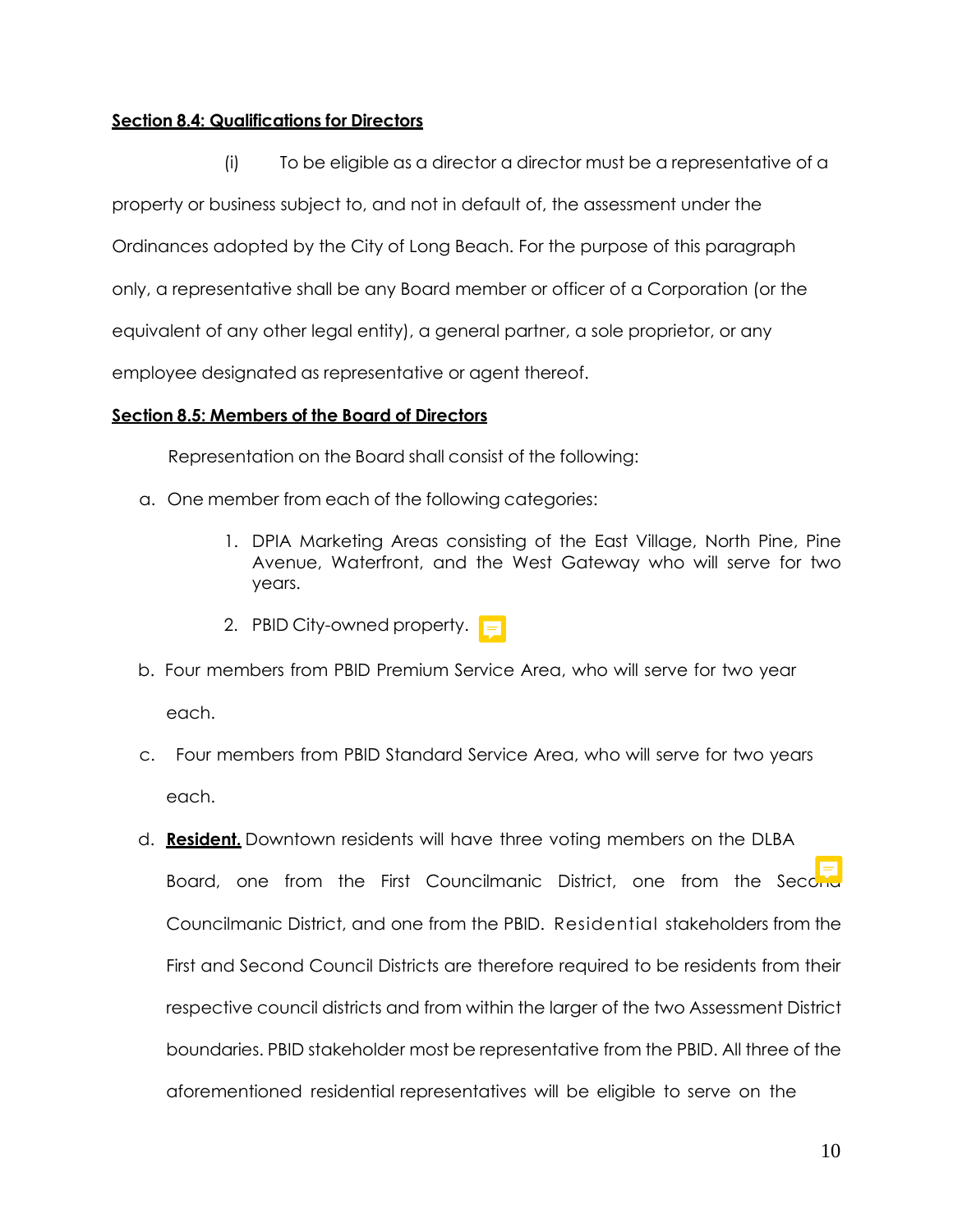**Section 8.4: Qualifications for Directors**

(i) To be eligible as a director a director must be a representative of a property or business subject to, and not in default of, the assessment under the Ordinances adopted by the City of Long Beach. For the purpose of this paragraph only, a representative shall be any Board member or officer of a Corporation (or the equivalent of any other legal entity), a general partner, a sole proprietor, or any employee designated as representative or agent thereof.

**Section 8.5: Members of the Board of Directors**

Representation on the Board shall consist of the following:

a. One member from each of the following categories:

   1. DPIA Marketing Areas consisting of the East Village, North Pine, Pine Avenue, Waterfront, and the West Gateway who will serve for two years.

   2. PBID City-owned property.

b. Four members from PBID Premium Service Area, who will serve for two year each.

c. Four members from PBID Standard Service Area, who will serve for two years each.

d. **Resident.** Downtown residents will have three voting members on the DLBA Board, one from the First Councilmanic District, one from the Second Councilmanic District, and one from the PBID. Residential stakeholders from the First and Second Council Districts are therefore required to be residents from their respective council districts and from within the larger of the two Assessment District boundaries. PBID stakeholder most be representative from the PBID. All three of the aforementioned residential representatives will be eligible to serve on the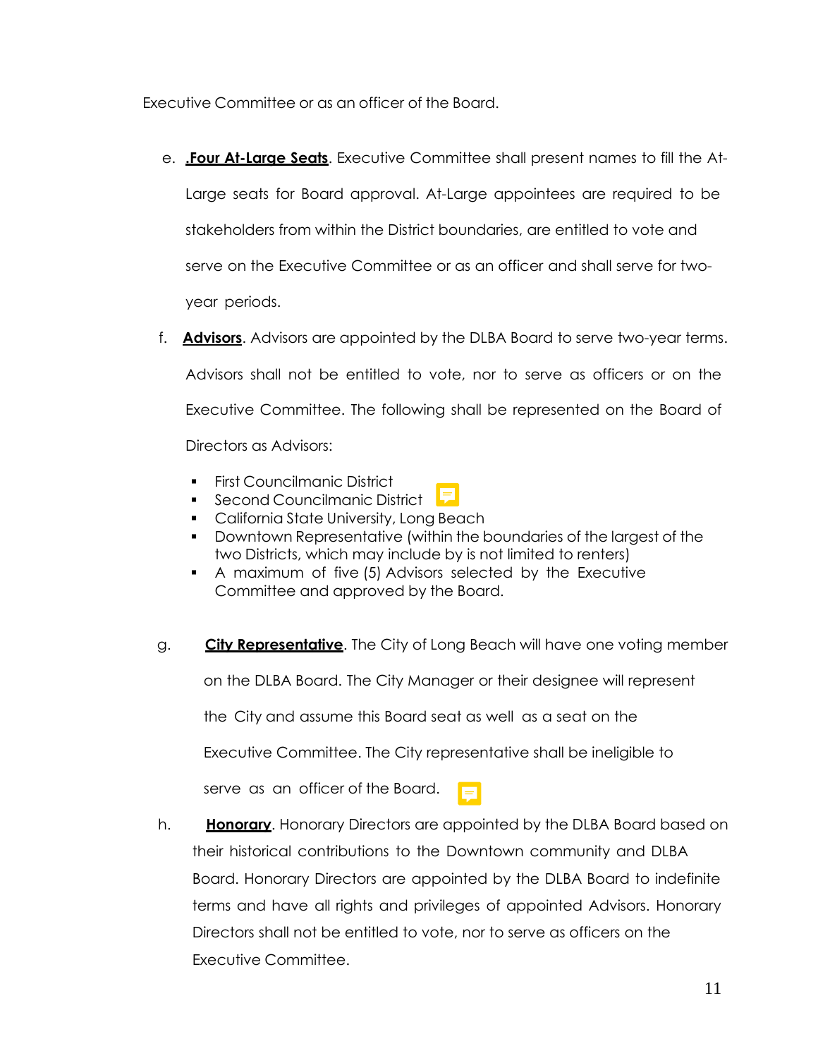Executive Committee or as an officer of the Board.

e. **.Four At-Large Seats**. Executive Committee shall present names to fill the At-Large seats for Board approval. At-Large appointees are required to be stakeholders from within the District boundaries, are entitled to vote and serve on the Executive Committee or as an officer and shall serve for two-year periods.

f. **Advisors**. Advisors are appointed by the DLBA Board to serve two-year terms. Advisors shall not be entitled to vote, nor to serve as officers or on the Executive Committee. The following shall be represented on the Board of Directors as Advisors:

- First Councilmanic District
- Second Councilmanic District
- California State University, Long Beach
- Downtown Representative (within the boundaries of the largest of the two Districts, which may include by is not limited to renters)
- A maximum of five (5) Advisors selected by the Executive Committee and approved by the Board.

g. **City Representative**. The City of Long Beach will have one voting member on the DLBA Board. The City Manager or their designee will represent the City and assume this Board seat as well as a seat on the Executive Committee. The City representative shall be ineligible to serve as an officer of the Board.

h. **Honorary**. Honorary Directors are appointed by the DLBA Board based on their historical contributions to the Downtown community and DLBA Board. Honorary Directors are appointed by the DLBA Board to indefinite terms and have all rights and privileges of appointed Advisors. Honorary Directors shall not be entitled to vote, nor to serve as officers on the Executive Committee.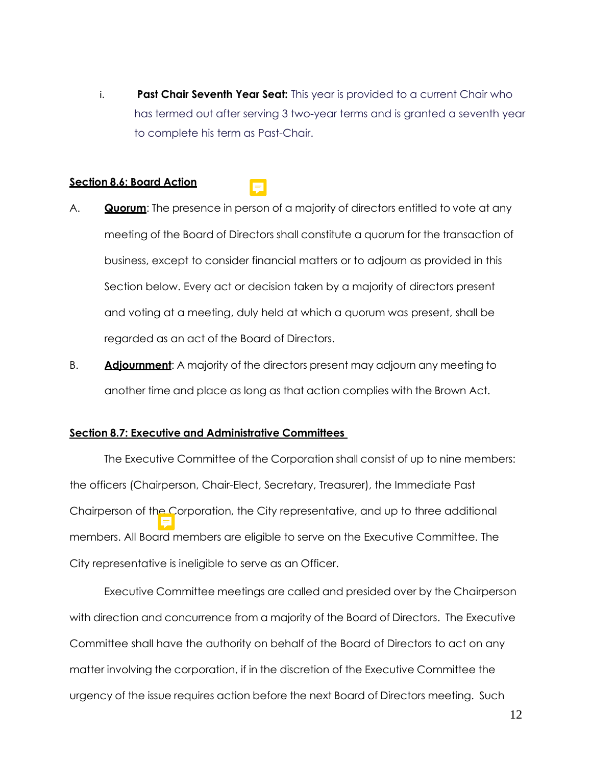i. **Past Chair Seventh Year Seat:** This year is provided to a current Chair who has termed out after serving 3 two-year terms and is granted a seventh year to complete his term as Past-Chair.

**Section 8.6: Board Action**

A. **Quorum**: The presence in person of a majority of directors entitled to vote at any meeting of the Board of Directors shall constitute a quorum for the transaction of business, except to consider financial matters or to adjourn as provided in this Section below. Every act or decision taken by a majority of directors present and voting at a meeting, duly held at which a quorum was present, shall be regarded as an act of the Board of Directors.

B. **Adjournment**: A majority of the directors present may adjourn any meeting to another time and place as long as that action complies with the Brown Act.

**Section 8.7: Executive and Administrative Committees**

The Executive Committee of the Corporation shall consist of up to nine members: the officers (Chairperson, Chair-Elect, Secretary, Treasurer), the Immediate Past Chairperson of the Corporation, the City representative, and up to three additional members. All Board members are eligible to serve on the Executive Committee. The City representative is ineligible to serve as an Officer.

Executive Committee meetings are called and presided over by the Chairperson with direction and concurrence from a majority of the Board of Directors. The Executive Committee shall have the authority on behalf of the Board of Directors to act on any matter involving the corporation, if in the discretion of the Executive Committee the urgency of the issue requires action before the next Board of Directors meeting. Such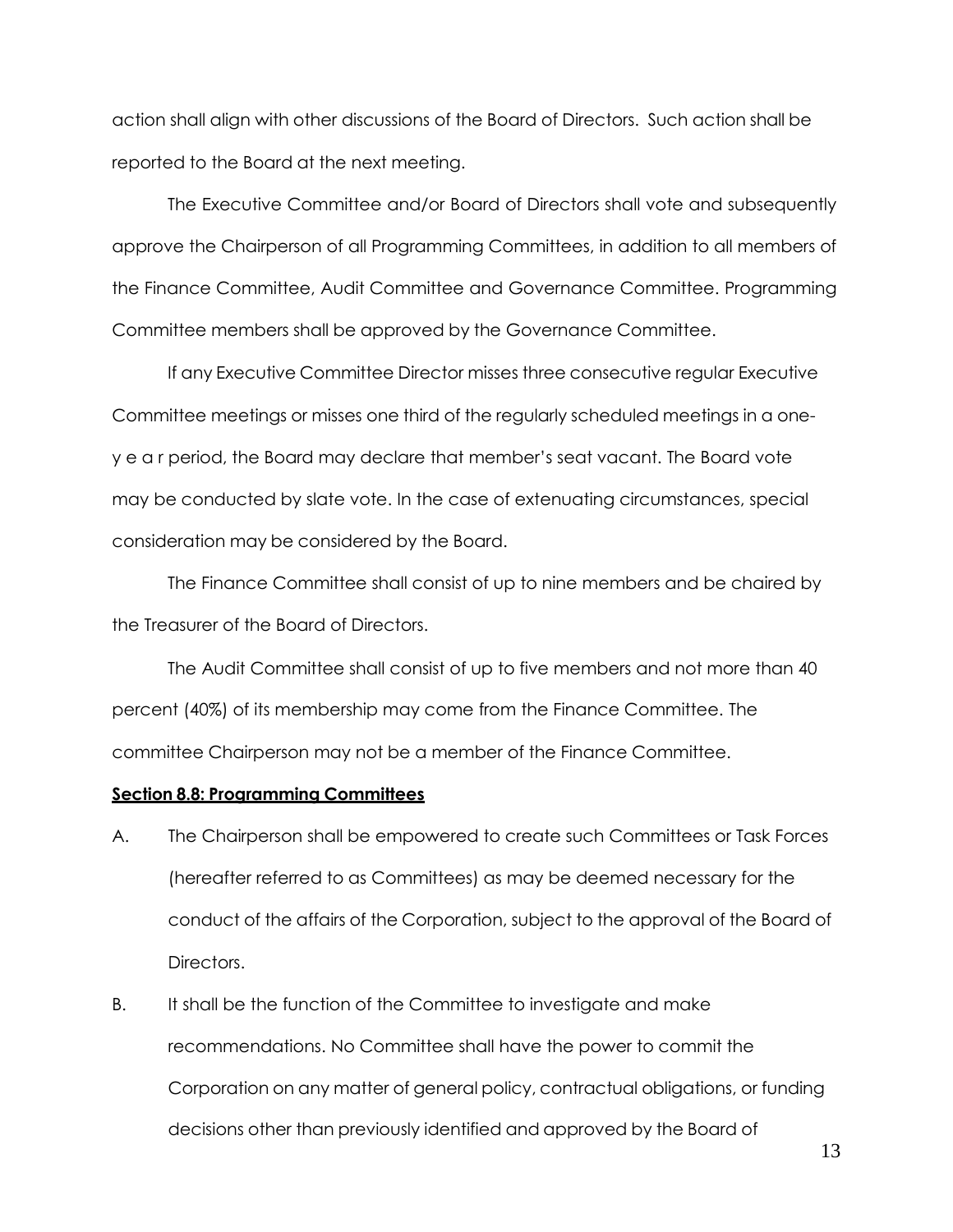action shall align with other discussions of the Board of Directors. Such action shall be reported to the Board at the next meeting.

The Executive Committee and/or Board of Directors shall vote and subsequently approve the Chairperson of all Programming Committees, in addition to all members of the Finance Committee, Audit Committee and Governance Committee. Programming Committee members shall be approved by the Governance Committee.

If any Executive Committee Director misses three consecutive regular Executive Committee meetings or misses one third of the regularly scheduled meetings in a one-year period, the Board may declare that member's seat vacant. The Board vote may be conducted by slate vote. In the case of extenuating circumstances, special consideration may be considered by the Board.

The Finance Committee shall consist of up to nine members and be chaired by the Treasurer of the Board of Directors.

The Audit Committee shall consist of up to five members and not more than 40 percent (40%) of its membership may come from the Finance Committee. The committee Chairperson may not be a member of the Finance Committee.

**Section 8.8: Programming Committees**

A. The Chairperson shall be empowered to create such Committees or Task Forces (hereafter referred to as Committees) as may be deemed necessary for the conduct of the affairs of the Corporation, subject to the approval of the Board of Directors.

B. It shall be the function of the Committee to investigate and make recommendations. No Committee shall have the power to commit the Corporation on any matter of general policy, contractual obligations, or funding decisions other than previously identified and approved by the Board of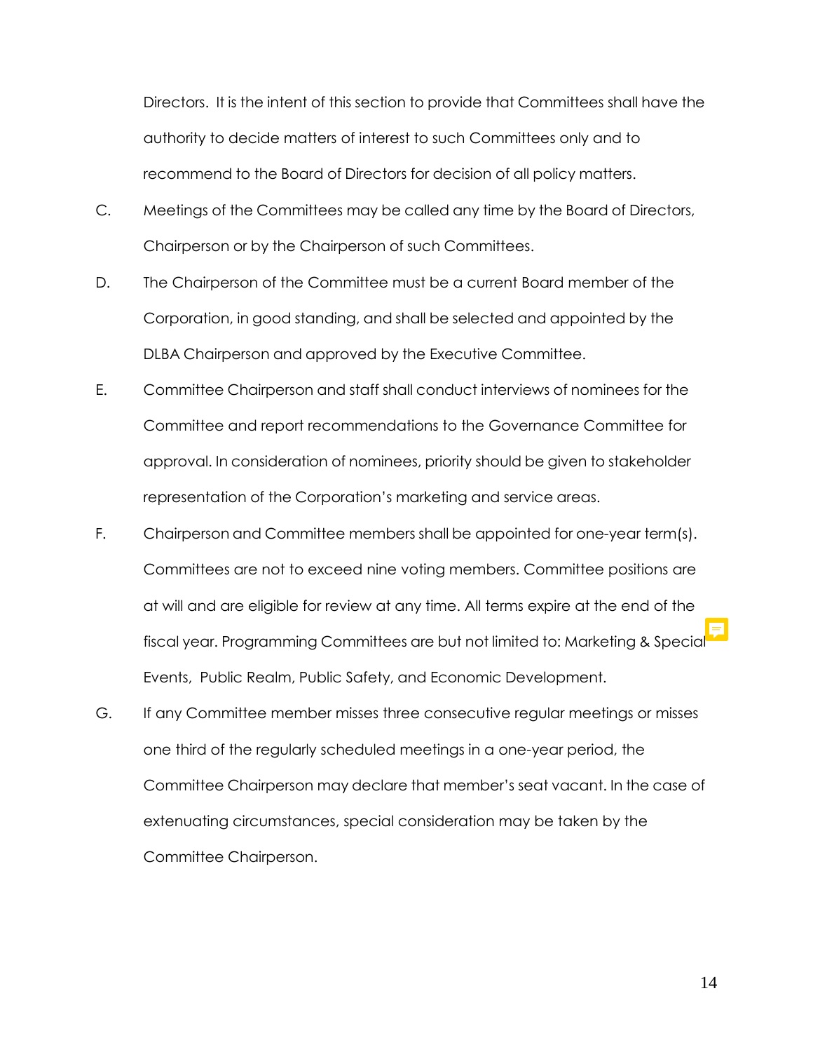Directors. It is the intent of this section to provide that Committees shall have the authority to decide matters of interest to such Committees only and to recommend to the Board of Directors for decision of all policy matters.

C. Meetings of the Committees may be called any time by the Board of Directors, Chairperson or by the Chairperson of such Committees.

D. The Chairperson of the Committee must be a current Board member of the Corporation, in good standing, and shall be selected and appointed by the DLBA Chairperson and approved by the Executive Committee.

E. Committee Chairperson and staff shall conduct interviews of nominees for the Committee and report recommendations to the Governance Committee for approval. In consideration of nominees, priority should be given to stakeholder representation of the Corporation's marketing and service areas.

F. Chairperson and Committee members shall be appointed for one-year term(s). Committees are not to exceed nine voting members. Committee positions are at will and are eligible for review at any time. All terms expire at the end of the fiscal year. Programming Committees are but not limited to: Marketing & Special Events, Public Realm, Public Safety, and Economic Development.

G. If any Committee member misses three consecutive regular meetings or misses one third of the regularly scheduled meetings in a one-year period, the Committee Chairperson may declare that member's seat vacant. In the case of extenuating circumstances, special consideration may be taken by the Committee Chairperson.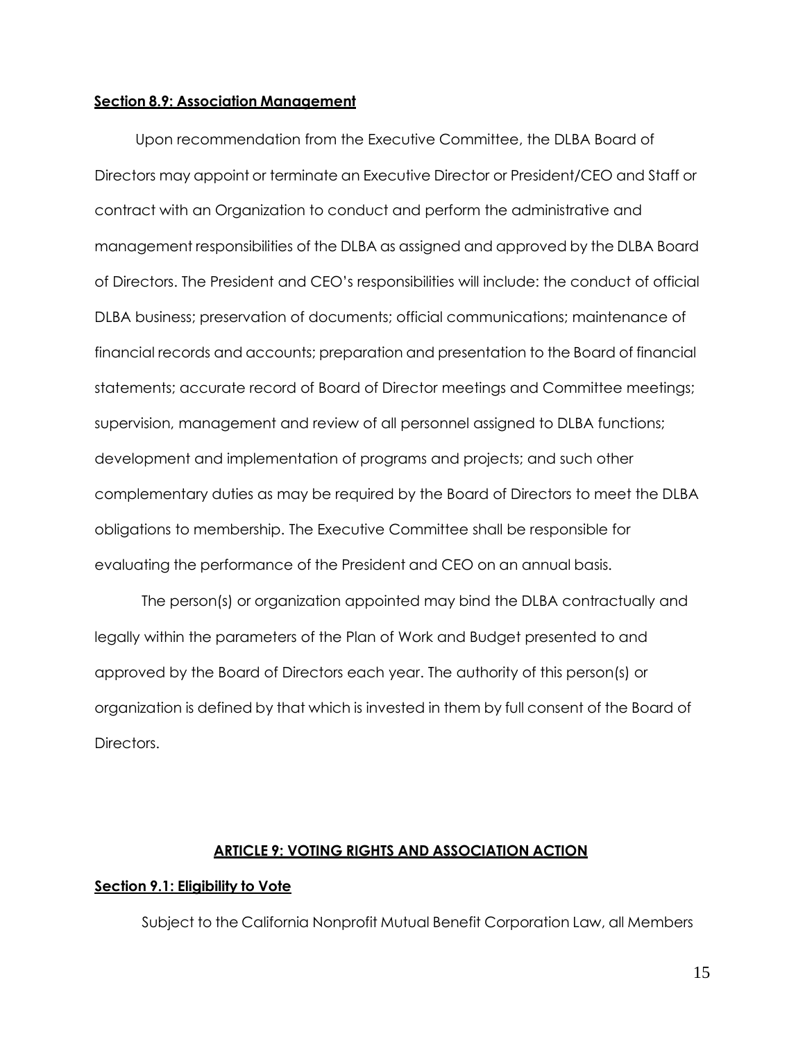**Section 8.9: Association Management**

Upon recommendation from the Executive Committee, the DLBA Board of Directors may appoint or terminate an Executive Director or President/CEO and Staff or contract with an Organization to conduct and perform the administrative and management responsibilities of the DLBA as assigned and approved by the DLBA Board of Directors. The President and CEO's responsibilities will include: the conduct of official DLBA business; preservation of documents; official communications; maintenance of financial records and accounts; preparation and presentation to the Board of financial statements; accurate record of Board of Director meetings and Committee meetings; supervision, management and review of all personnel assigned to DLBA functions; development and implementation of programs and projects; and such other complementary duties as may be required by the Board of Directors to meet the DLBA obligations to membership. The Executive Committee shall be responsible for evaluating the performance of the President and CEO on an annual basis.

The person(s) or organization appointed may bind the DLBA contractually and legally within the parameters of the Plan of Work and Budget presented to and approved by the Board of Directors each year. The authority of this person(s) or organization is defined by that which is invested in them by full consent of the Board of Directors.

## ARTICLE 9: VOTING RIGHTS AND ASSOCIATION ACTION

**Section 9.1: Eligibility to Vote**

Subject to the California Nonprofit Mutual Benefit Corporation Law, all Members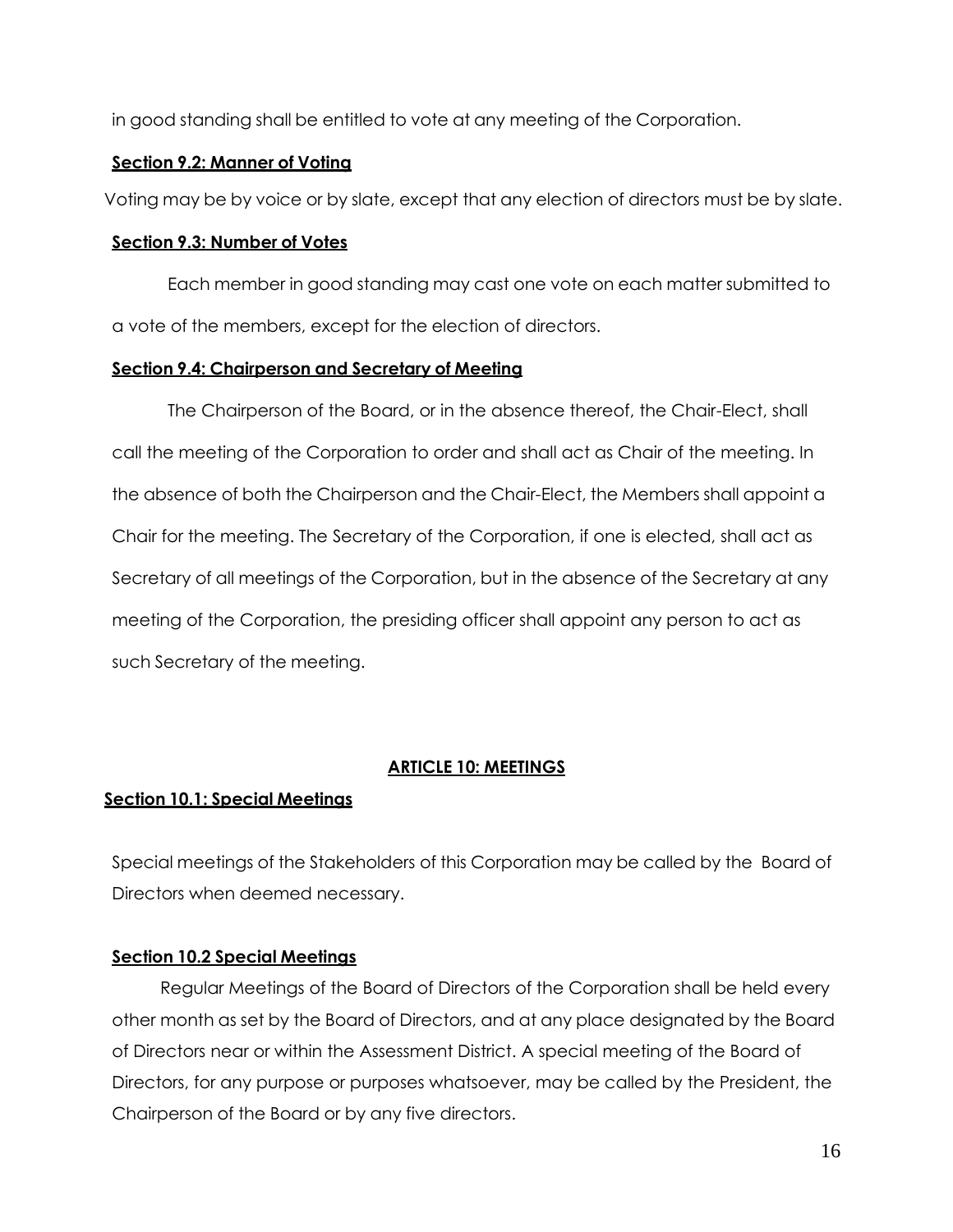in good standing shall be entitled to vote at any meeting of the Corporation.

**Section 9.2: Manner of Voting**

Voting may be by voice or by slate, except that any election of directors must be by slate.

**Section 9.3: Number of Votes**

Each member in good standing may cast one vote on each matter submitted to a vote of the members, except for the election of directors.

**Section 9.4: Chairperson and Secretary of Meeting**

The Chairperson of the Board, or in the absence thereof, the Chair-Elect, shall call the meeting of the Corporation to order and shall act as Chair of the meeting. In the absence of both the Chairperson and the Chair-Elect, the Members shall appoint a Chair for the meeting. The Secretary of the Corporation, if one is elected, shall act as Secretary of all meetings of the Corporation, but in the absence of the Secretary at any meeting of the Corporation, the presiding officer shall appoint any person to act as such Secretary of the meeting.

## ARTICLE 10: MEETINGS

**Section 10.1: Special Meetings**

Special meetings of the Stakeholders of this Corporation may be called by the Board of Directors when deemed necessary.

**Section 10.2 Special Meetings**

Regular Meetings of the Board of Directors of the Corporation shall be held every other month as set by the Board of Directors, and at any place designated by the Board of Directors near or within the Assessment District. A special meeting of the Board of Directors, for any purpose or purposes whatsoever, may be called by the President, the Chairperson of the Board or by any five directors.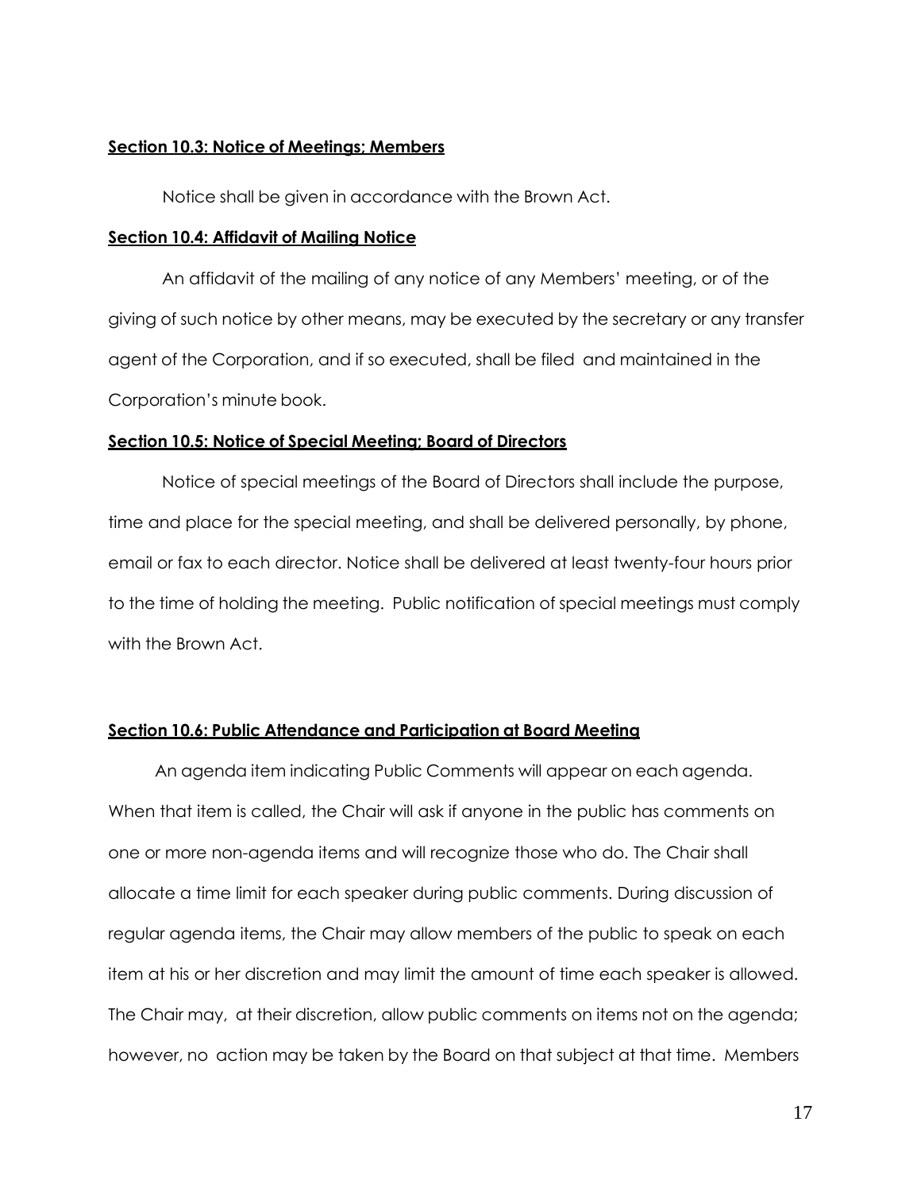**<u>Section 10.3: Notice of Meetings; Members</u>**

Notice shall be given in accordance with the Brown Act.

**<u>Section 10.4: Affidavit of Mailing Notice</u>**

An affidavit of the mailing of any notice of any Members' meeting, or of the giving of such notice by other means, may be executed by the secretary or any transfer agent of the Corporation, and if so executed, shall be filed and maintained in the Corporation's minute book.

**<u>Section 10.5: Notice of Special Meeting; Board of Directors</u>**

Notice of special meetings of the Board of Directors shall include the purpose, time and place for the special meeting, and shall be delivered personally, by phone, email or fax to each director. Notice shall be delivered at least twenty-four hours prior to the time of holding the meeting. Public notification of special meetings must comply with the Brown Act.

**<u>Section 10.6: Public Attendance and Participation at Board Meeting</u>**

An agenda item indicating Public Comments will appear on each agenda. When that item is called, the Chair will ask if anyone in the public has comments on one or more non-agenda items and will recognize those who do. The Chair shall allocate a time limit for each speaker during public comments. During discussion of regular agenda items, the Chair may allow members of the public to speak on each item at his or her discretion and may limit the amount of time each speaker is allowed. The Chair may, at their discretion, allow public comments on items not on the agenda; however, no action may be taken by the Board on that subject at that time. Members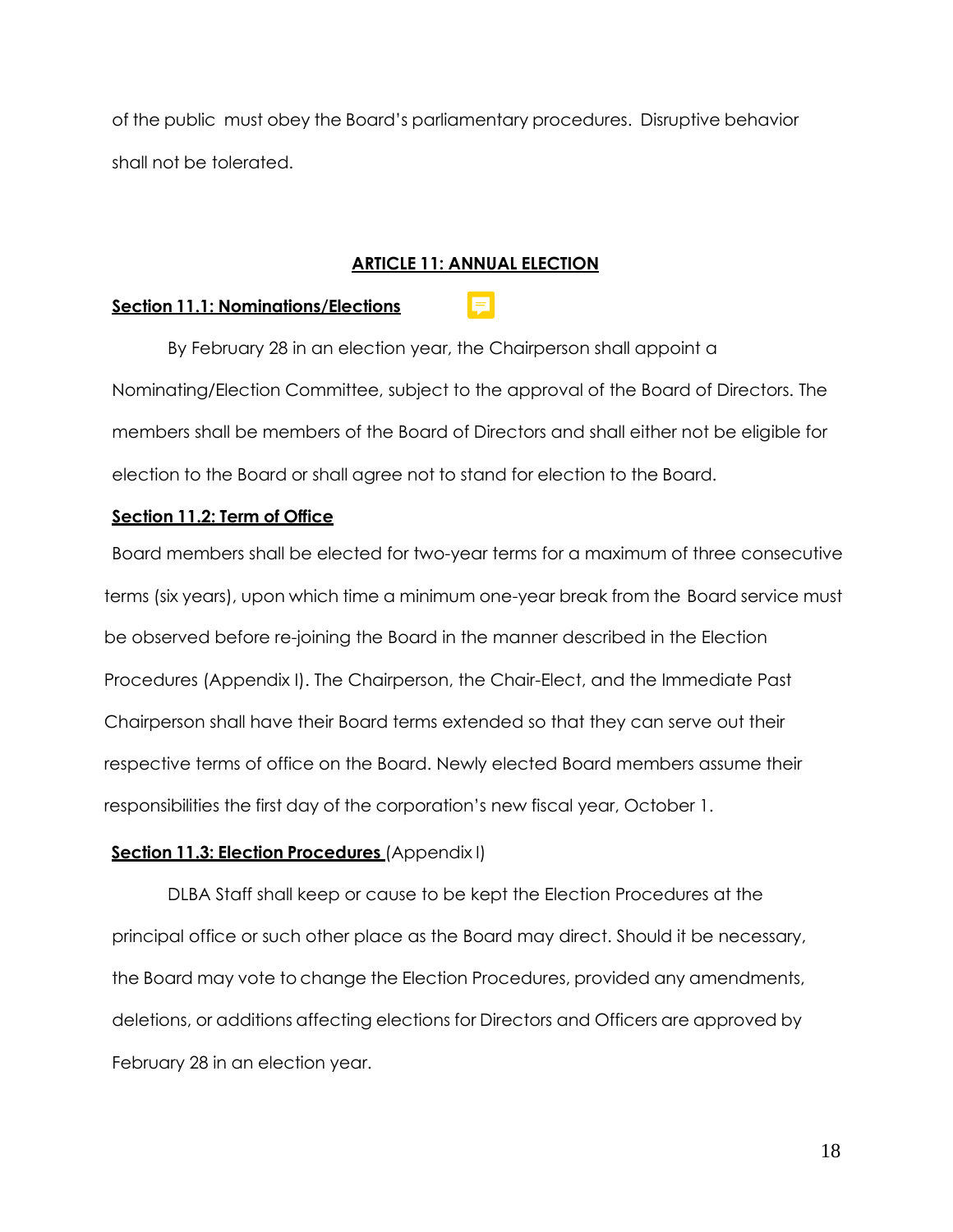of the public must obey the Board's parliamentary procedures. Disruptive behavior shall not be tolerated.

## ARTICLE 11: ANNUAL ELECTION

### Section 11.1: Nominations/Elections

By February 28 in an election year, the Chairperson shall appoint a Nominating/Election Committee, subject to the approval of the Board of Directors. The members shall be members of the Board of Directors and shall either not be eligible for election to the Board or shall agree not to stand for election to the Board.

### Section 11.2: Term of Office

Board members shall be elected for two-year terms for a maximum of three consecutive terms (six years), upon which time a minimum one-year break from the Board service must be observed before re-joining the Board in the manner described in the Election Procedures (Appendix I). The Chairperson, the Chair-Elect, and the Immediate Past Chairperson shall have their Board terms extended so that they can serve out their respective terms of office on the Board. Newly elected Board members assume their responsibilities the first day of the corporation's new fiscal year, October 1.

### Section 11.3: Election Procedures (Appendix I)

DLBA Staff shall keep or cause to be kept the Election Procedures at the principal office or such other place as the Board may direct. Should it be necessary, the Board may vote to change the Election Procedures, provided any amendments, deletions, or additions affecting elections for Directors and Officers are approved by February 28 in an election year.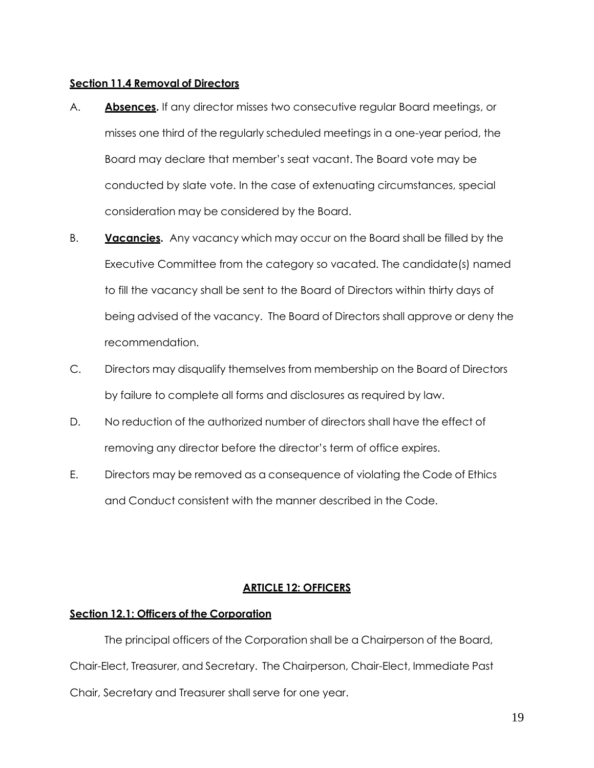**Section 11.4 Removal of Directors**

A. **Absences.** If any director misses two consecutive regular Board meetings, or misses one third of the regularly scheduled meetings in a one-year period, the Board may declare that member's seat vacant. The Board vote may be conducted by slate vote. In the case of extenuating circumstances, special consideration may be considered by the Board.

B. **Vacancies.** Any vacancy which may occur on the Board shall be filled by the Executive Committee from the category so vacated. The candidate(s) named to fill the vacancy shall be sent to the Board of Directors within thirty days of being advised of the vacancy. The Board of Directors shall approve or deny the recommendation.

C. Directors may disqualify themselves from membership on the Board of Directors by failure to complete all forms and disclosures as required by law.

D. No reduction of the authorized number of directors shall have the effect of removing any director before the director's term of office expires.

E. Directors may be removed as a consequence of violating the Code of Ethics and Conduct consistent with the manner described in the Code.

## ARTICLE 12: OFFICERS

**Section 12.1: Officers of the Corporation**

The principal officers of the Corporation shall be a Chairperson of the Board, Chair-Elect, Treasurer, and Secretary. The Chairperson, Chair-Elect, Immediate Past Chair, Secretary and Treasurer shall serve for one year.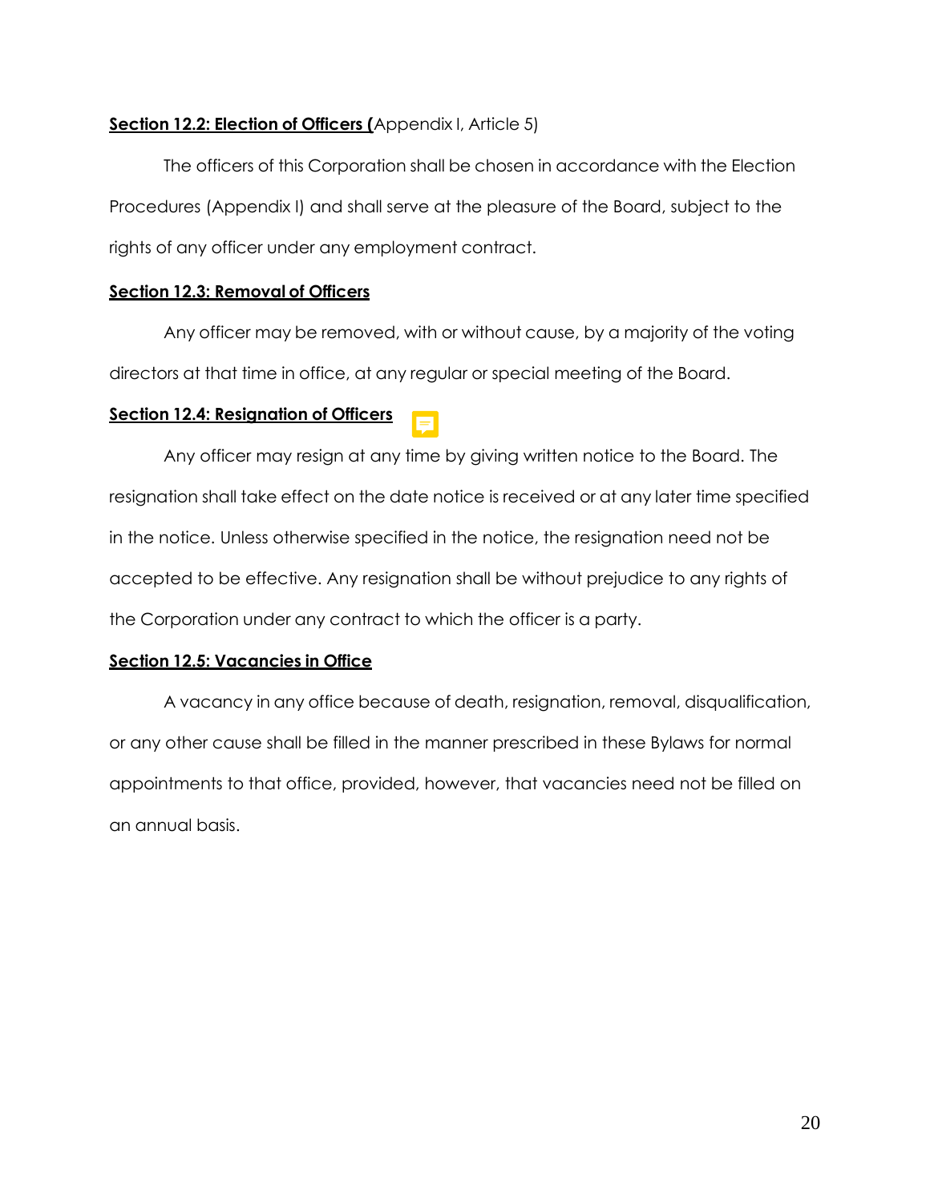**Section 12.2: Election of Officers (**Appendix I, Article 5)

The officers of this Corporation shall be chosen in accordance with the Election Procedures (Appendix I) and shall serve at the pleasure of the Board, subject to the rights of any officer under any employment contract.

**Section 12.3: Removal of Officers**

Any officer may be removed, with or without cause, by a majority of the voting directors at that time in office, at any regular or special meeting of the Board.

**Section 12.4: Resignation of Officers**

Any officer may resign at any time by giving written notice to the Board. The resignation shall take effect on the date notice is received or at any later time specified in the notice. Unless otherwise specified in the notice, the resignation need not be accepted to be effective. Any resignation shall be without prejudice to any rights of the Corporation under any contract to which the officer is a party.

**Section 12.5: Vacancies in Office**

A vacancy in any office because of death, resignation, removal, disqualification, or any other cause shall be filled in the manner prescribed in these Bylaws for normal appointments to that office, provided, however, that vacancies need not be filled on an annual basis.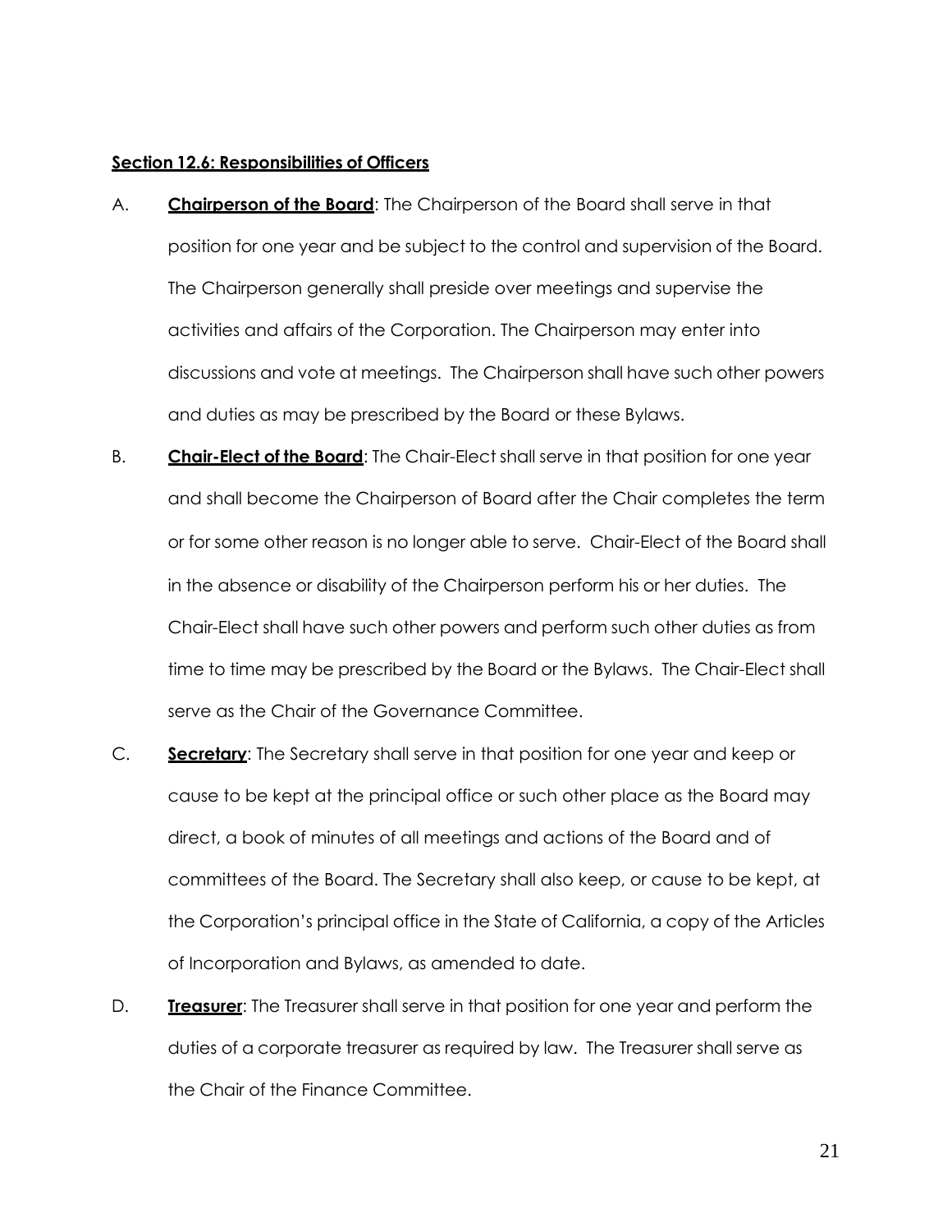**Section 12.6: Responsibilities of Officers**

A. **Chairperson of the Board**: The Chairperson of the Board shall serve in that position for one year and be subject to the control and supervision of the Board. The Chairperson generally shall preside over meetings and supervise the activities and affairs of the Corporation. The Chairperson may enter into discussions and vote at meetings. The Chairperson shall have such other powers and duties as may be prescribed by the Board or these Bylaws.

B. **Chair-Elect of the Board**: The Chair-Elect shall serve in that position for one year and shall become the Chairperson of Board after the Chair completes the term or for some other reason is no longer able to serve. Chair-Elect of the Board shall in the absence or disability of the Chairperson perform his or her duties. The Chair-Elect shall have such other powers and perform such other duties as from time to time may be prescribed by the Board or the Bylaws. The Chair-Elect shall serve as the Chair of the Governance Committee.

C. **Secretary**: The Secretary shall serve in that position for one year and keep or cause to be kept at the principal office or such other place as the Board may direct, a book of minutes of all meetings and actions of the Board and of committees of the Board. The Secretary shall also keep, or cause to be kept, at the Corporation's principal office in the State of California, a copy of the Articles of Incorporation and Bylaws, as amended to date.

D. **Treasurer**: The Treasurer shall serve in that position for one year and perform the duties of a corporate treasurer as required by law. The Treasurer shall serve as the Chair of the Finance Committee.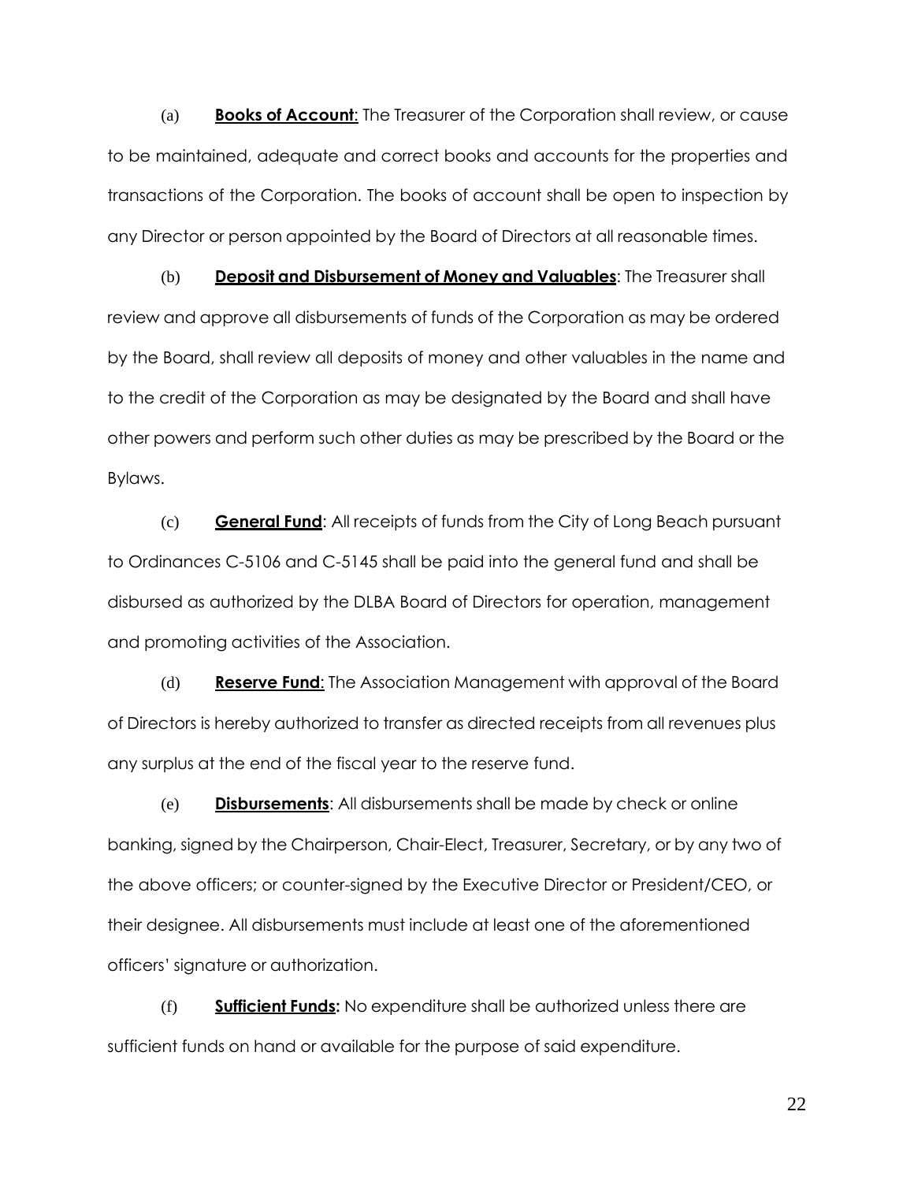(a) **Books of Account**: The Treasurer of the Corporation shall review, or cause to be maintained, adequate and correct books and accounts for the properties and transactions of the Corporation. The books of account shall be open to inspection by any Director or person appointed by the Board of Directors at all reasonable times.

(b) **Deposit and Disbursement of Money and Valuables**: The Treasurer shall review and approve all disbursements of funds of the Corporation as may be ordered by the Board, shall review all deposits of money and other valuables in the name and to the credit of the Corporation as may be designated by the Board and shall have other powers and perform such other duties as may be prescribed by the Board or the Bylaws.

(c) **General Fund**: All receipts of funds from the City of Long Beach pursuant to Ordinances C-5106 and C-5145 shall be paid into the general fund and shall be disbursed as authorized by the DLBA Board of Directors for operation, management and promoting activities of the Association.

(d) **Reserve Fund**: The Association Management with approval of the Board of Directors is hereby authorized to transfer as directed receipts from all revenues plus any surplus at the end of the fiscal year to the reserve fund.

(e) **Disbursements**: All disbursements shall be made by check or online banking, signed by the Chairperson, Chair-Elect, Treasurer, Secretary, or by any two of the above officers; or counter-signed by the Executive Director or President/CEO, or their designee. All disbursements must include at least one of the aforementioned officers' signature or authorization.

(f) **Sufficient Funds:** No expenditure shall be authorized unless there are sufficient funds on hand or available for the purpose of said expenditure.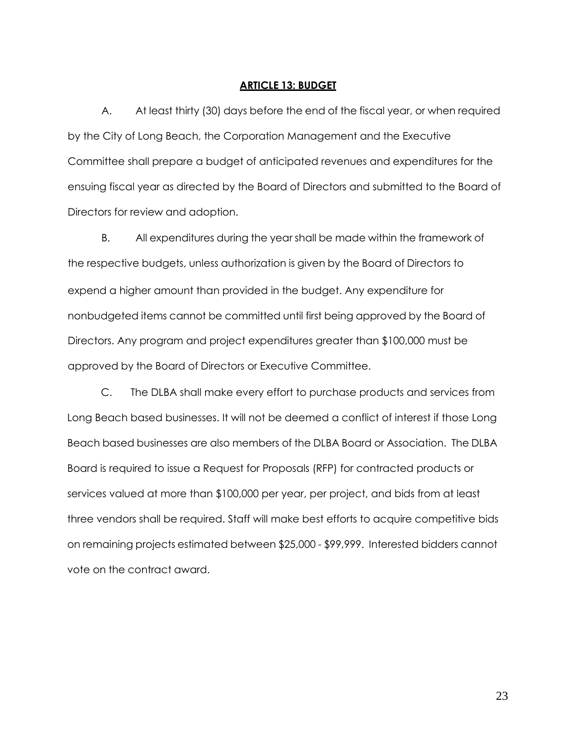## **ARTICLE 13: BUDGET**

A. At least thirty (30) days before the end of the fiscal year, or when required by the City of Long Beach, the Corporation Management and the Executive Committee shall prepare a budget of anticipated revenues and expenditures for the ensuing fiscal year as directed by the Board of Directors and submitted to the Board of Directors for review and adoption.

B. All expenditures during the year shall be made within the framework of the respective budgets, unless authorization is given by the Board of Directors to expend a higher amount than provided in the budget. Any expenditure for nonbudgeted items cannot be committed until first being approved by the Board of Directors. Any program and project expenditures greater than $100,000 must be approved by the Board of Directors or Executive Committee.

C. The DLBA shall make every effort to purchase products and services from Long Beach based businesses. It will not be deemed a conflict of interest if those Long Beach based businesses are also members of the DLBA Board or Association. The DLBA Board is required to issue a Request for Proposals (RFP) for contracted products or services valued at more than $100,000 per year, per project, and bids from at least three vendors shall be required. Staff will make best efforts to acquire competitive bids on remaining projects estimated between $25,000 - $99,999. Interested bidders cannot vote on the contract award.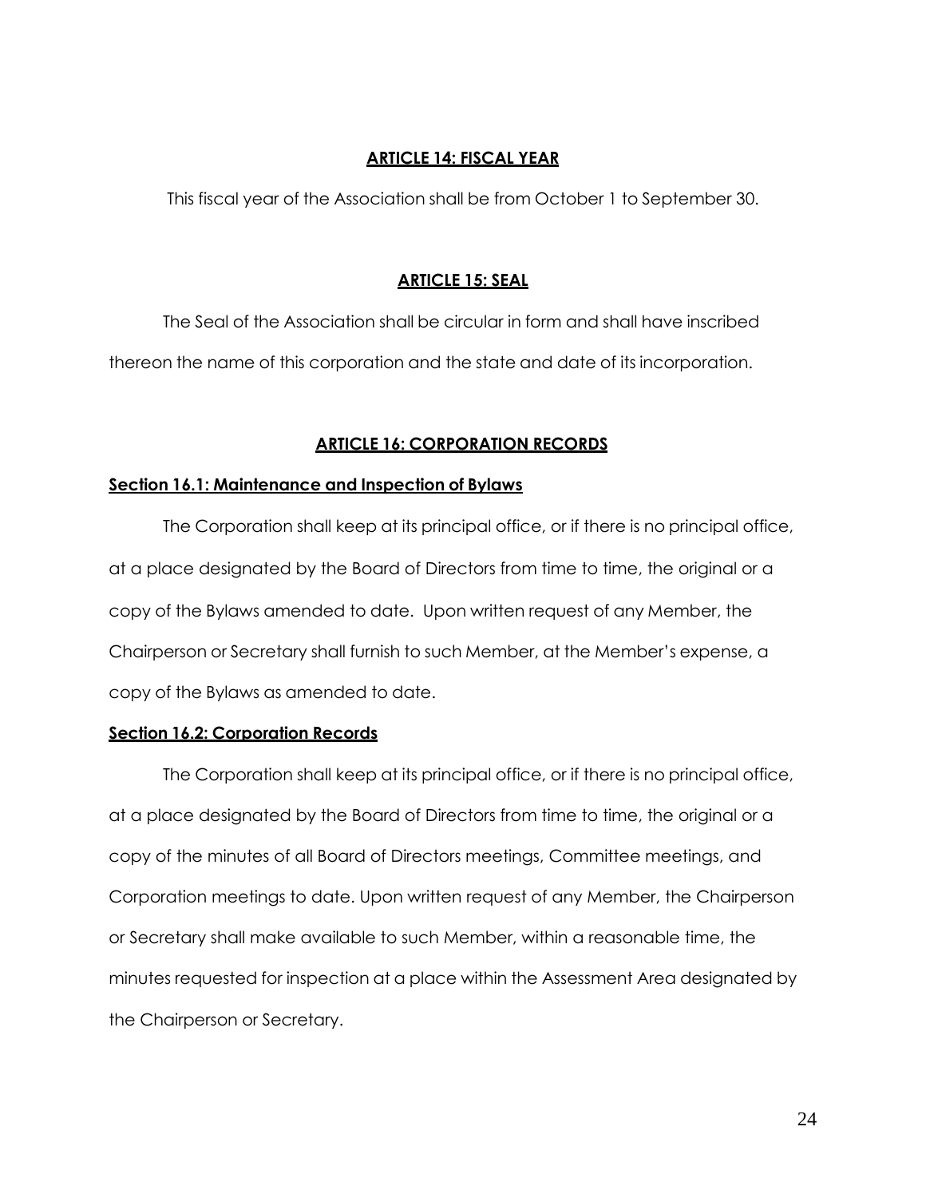## ARTICLE 14: FISCAL YEAR

This fiscal year of the Association shall be from October 1 to September 30.

## ARTICLE 15: SEAL

The Seal of the Association shall be circular in form and shall have inscribed thereon the name of this corporation and the state and date of its incorporation.

## ARTICLE 16: CORPORATION RECORDS

### Section 16.1: Maintenance and Inspection of Bylaws

The Corporation shall keep at its principal office, or if there is no principal office, at a place designated by the Board of Directors from time to time, the original or a copy of the Bylaws amended to date. Upon written request of any Member, the Chairperson or Secretary shall furnish to such Member, at the Member's expense, a copy of the Bylaws as amended to date.

### Section 16.2: Corporation Records

The Corporation shall keep at its principal office, or if there is no principal office, at a place designated by the Board of Directors from time to time, the original or a copy of the minutes of all Board of Directors meetings, Committee meetings, and Corporation meetings to date. Upon written request of any Member, the Chairperson or Secretary shall make available to such Member, within a reasonable time, the minutes requested for inspection at a place within the Assessment Area designated by the Chairperson or Secretary.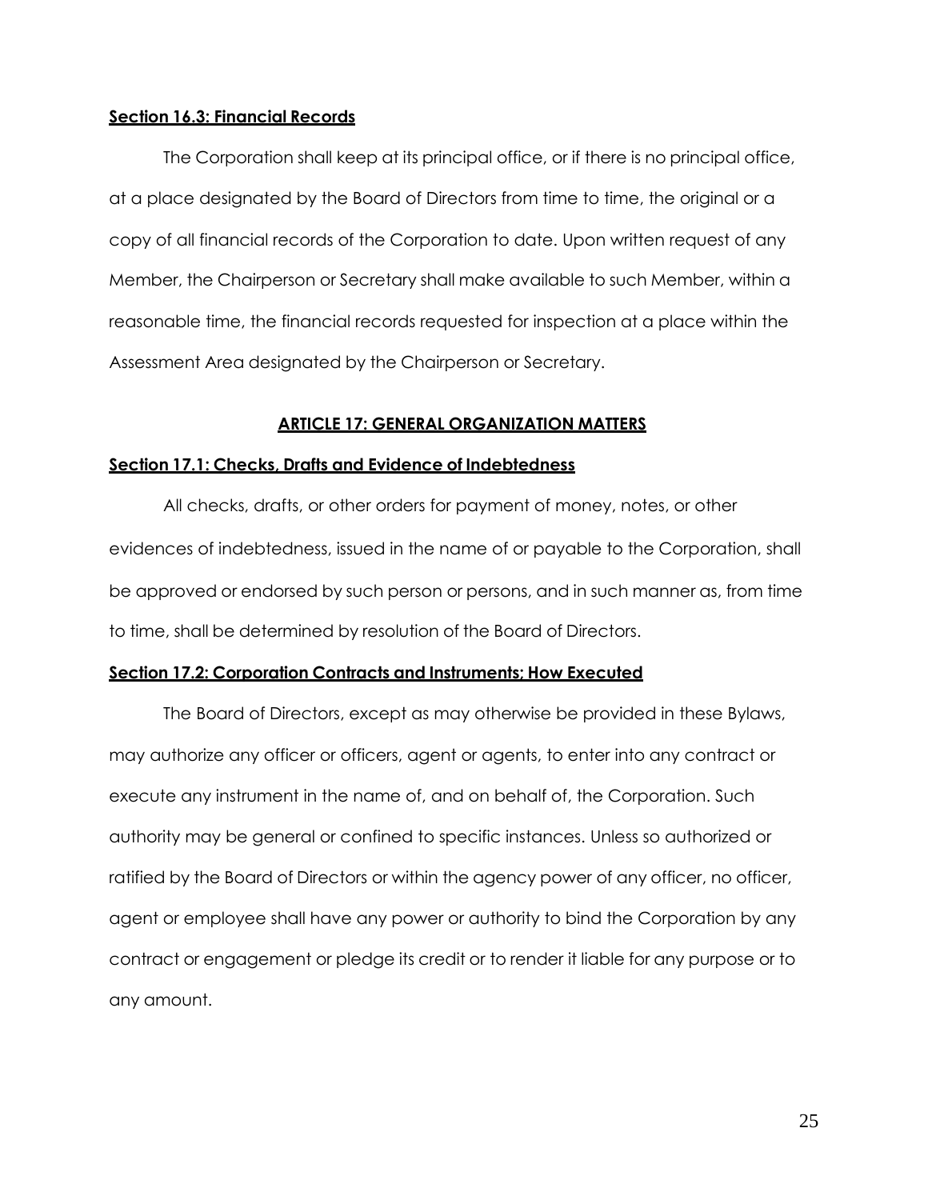**Section 16.3: Financial Records**

The Corporation shall keep at its principal office, or if there is no principal office, at a place designated by the Board of Directors from time to time, the original or a copy of all financial records of the Corporation to date. Upon written request of any Member, the Chairperson or Secretary shall make available to such Member, within a reasonable time, the financial records requested for inspection at a place within the Assessment Area designated by the Chairperson or Secretary.

## ARTICLE 17: GENERAL ORGANIZATION MATTERS

**Section 17.1: Checks, Drafts and Evidence of Indebtedness**

All checks, drafts, or other orders for payment of money, notes, or other evidences of indebtedness, issued in the name of or payable to the Corporation, shall be approved or endorsed by such person or persons, and in such manner as, from time to time, shall be determined by resolution of the Board of Directors.

**Section 17.2: Corporation Contracts and Instruments; How Executed**

The Board of Directors, except as may otherwise be provided in these Bylaws, may authorize any officer or officers, agent or agents, to enter into any contract or execute any instrument in the name of, and on behalf of, the Corporation. Such authority may be general or confined to specific instances. Unless so authorized or ratified by the Board of Directors or within the agency power of any officer, no officer, agent or employee shall have any power or authority to bind the Corporation by any contract or engagement or pledge its credit or to render it liable for any purpose or to any amount.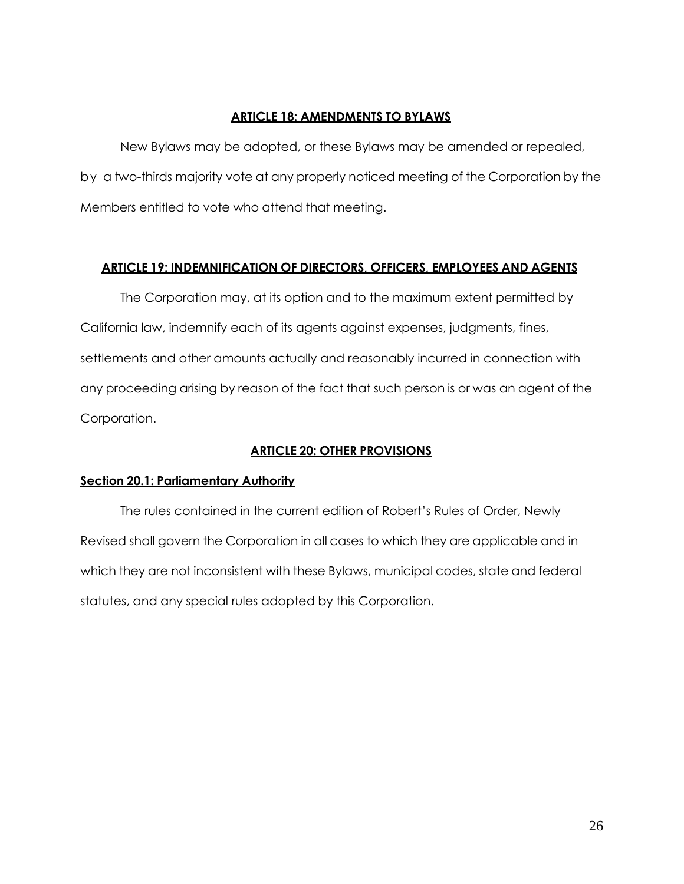## ARTICLE 18: AMENDMENTS TO BYLAWS

New Bylaws may be adopted, or these Bylaws may be amended or repealed, by a two-thirds majority vote at any properly noticed meeting of the Corporation by the Members entitled to vote who attend that meeting.

## ARTICLE 19: INDEMNIFICATION OF DIRECTORS, OFFICERS, EMPLOYEES AND AGENTS

The Corporation may, at its option and to the maximum extent permitted by California law, indemnify each of its agents against expenses, judgments, fines, settlements and other amounts actually and reasonably incurred in connection with any proceeding arising by reason of the fact that such person is or was an agent of the Corporation.

## ARTICLE 20: OTHER PROVISIONS

### Section 20.1: Parliamentary Authority

The rules contained in the current edition of Robert's Rules of Order, Newly Revised shall govern the Corporation in all cases to which they are applicable and in which they are not inconsistent with these Bylaws, municipal codes, state and federal statutes, and any special rules adopted by this Corporation.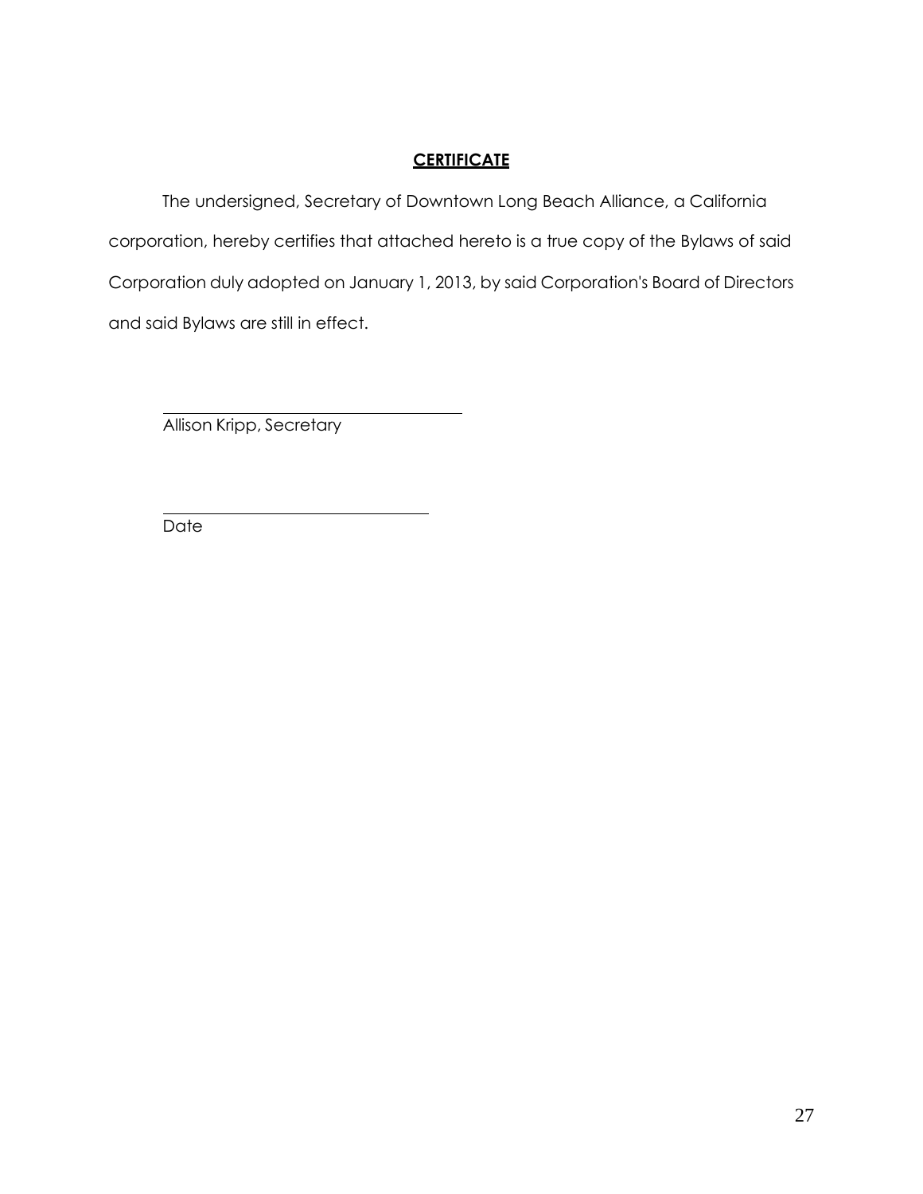## **CERTIFICATE**

The undersigned, Secretary of Downtown Long Beach Alliance, a California corporation, hereby certifies that attached hereto is a true copy of the Bylaws of said Corporation duly adopted on January 1, 2013, by said Corporation's Board of Directors and said Bylaws are still in effect.

\_\_\_\_\_\_\_\_\_\_\_\_\_\_\_\_\_\_\_\_\_\_\_\_\_\_\_\_\_\_\_\_\_\_\_\_

Allison Kripp, Secretary

\_\_\_\_\_\_\_\_\_\_\_\_\_\_\_\_\_\_\_\_\_\_\_\_\_\_\_\_\_\_\_\_

Date